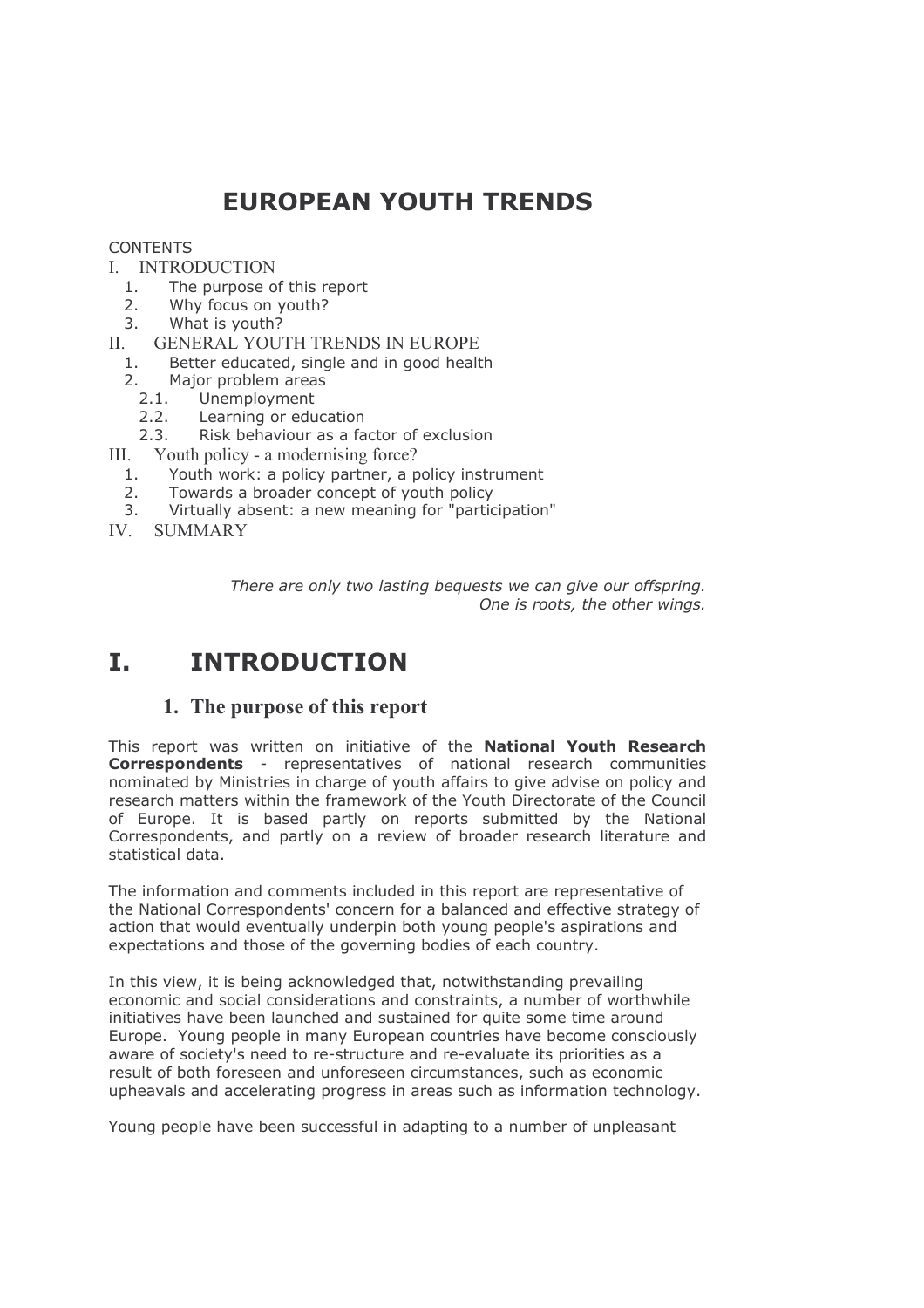# EUROPEAN YOUTH TRENDS

CONTENTS

I. INTRODUCTION
   1. The purpose of this report
   2. Why focus on youth?
   3. What is youth?

II. GENERAL YOUTH TRENDS IN EUROPE
   1. Better educated, single and in good health
   2. Major problem areas
      2.1. Unemployment
      2.2. Learning or education
      2.3. Risk behaviour as a factor of exclusion

III. Youth policy - a modernising force?
   1. Youth work: a policy partner, a policy instrument
   2. Towards a broader concept of youth policy
   3. Virtually absent: a new meaning for "participation"

IV. SUMMARY

*There are only two lasting bequests we can give our offspring.*
*One is roots, the other wings.*

# I. INTRODUCTION

## 1. The purpose of this report

This report was written on initiative of the **National Youth Research Correspondents** - representatives of national research communities nominated by Ministries in charge of youth affairs to give advise on policy and research matters within the framework of the Youth Directorate of the Council of Europe. It is based partly on reports submitted by the National Correspondents, and partly on a review of broader research literature and statistical data.

The information and comments included in this report are representative of the National Correspondents' concern for a balanced and effective strategy of action that would eventually underpin both young people's aspirations and expectations and those of the governing bodies of each country.

In this view, it is being acknowledged that, notwithstanding prevailing economic and social considerations and constraints, a number of worthwhile initiatives have been launched and sustained for quite some time around Europe. Young people in many European countries have become consciously aware of society's need to re-structure and re-evaluate its priorities as a result of both foreseen and unforeseen circumstances, such as economic upheavals and accelerating progress in areas such as information technology.

Young people have been successful in adapting to a number of unpleasant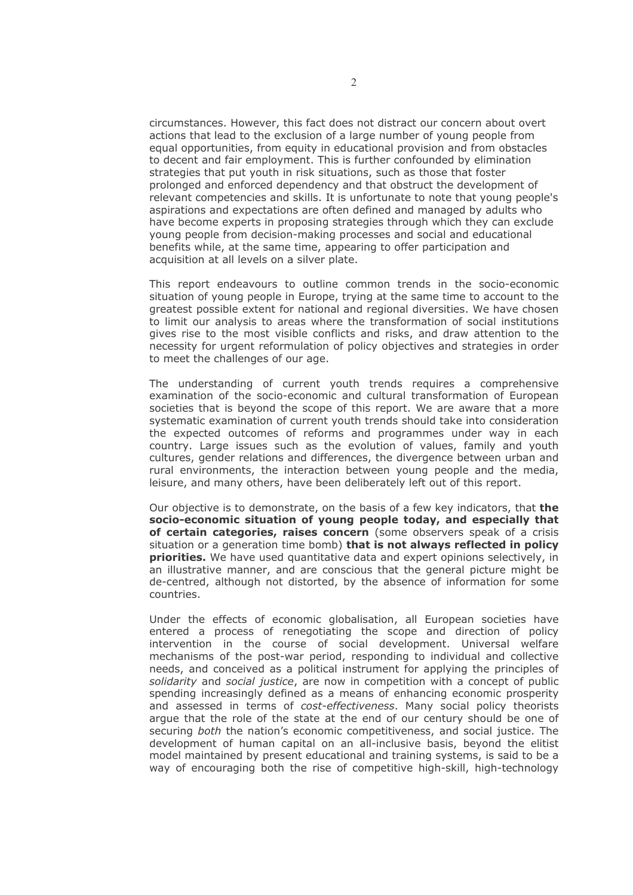circumstances. However, this fact does not distract our concern about overt actions that lead to the exclusion of a large number of young people from equal opportunities, from equity in educational provision and from obstacles to decent and fair employment. This is further confounded by elimination strategies that put youth in risk situations, such as those that foster prolonged and enforced dependency and that obstruct the development of relevant competencies and skills. It is unfortunate to note that young people's aspirations and expectations are often defined and managed by adults who have become experts in proposing strategies through which they can exclude young people from decision-making processes and social and educational benefits while, at the same time, appearing to offer participation and acquisition at all levels on a silver plate.

This report endeavours to outline common trends in the socio-economic situation of young people in Europe, trying at the same time to account to the greatest possible extent for national and regional diversities. We have chosen to limit our analysis to areas where the transformation of social institutions gives rise to the most visible conflicts and risks, and draw attention to the necessity for urgent reformulation of policy objectives and strategies in order to meet the challenges of our age.

The understanding of current youth trends requires a comprehensive examination of the socio-economic and cultural transformation of European societies that is beyond the scope of this report. We are aware that a more systematic examination of current youth trends should take into consideration the expected outcomes of reforms and programmes under way in each country. Large issues such as the evolution of values, family and youth cultures, gender relations and differences, the divergence between urban and rural environments, the interaction between young people and the media, leisure, and many others, have been deliberately left out of this report.

Our objective is to demonstrate, on the basis of a few key indicators, that **the socio-economic situation of young people today, and especially that of certain categories, raises concern** (some observers speak of a crisis situation or a generation time bomb) **that is not always reflected in policy priorities.** We have used quantitative data and expert opinions selectively, in an illustrative manner, and are conscious that the general picture might be de-centred, although not distorted, by the absence of information for some countries.

Under the effects of economic globalisation, all European societies have entered a process of renegotiating the scope and direction of policy intervention in the course of social development. Universal welfare mechanisms of the post-war period, responding to individual and collective needs, and conceived as a political instrument for applying the principles of *solidarity* and *social justice*, are now in competition with a concept of public spending increasingly defined as a means of enhancing economic prosperity and assessed in terms of *cost-effectiveness*. Many social policy theorists argue that the role of the state at the end of our century should be one of securing *both* the nation's economic competitiveness, and social justice. The development of human capital on an all-inclusive basis, beyond the elitist model maintained by present educational and training systems, is said to be a way of encouraging both the rise of competitive high-skill, high-technology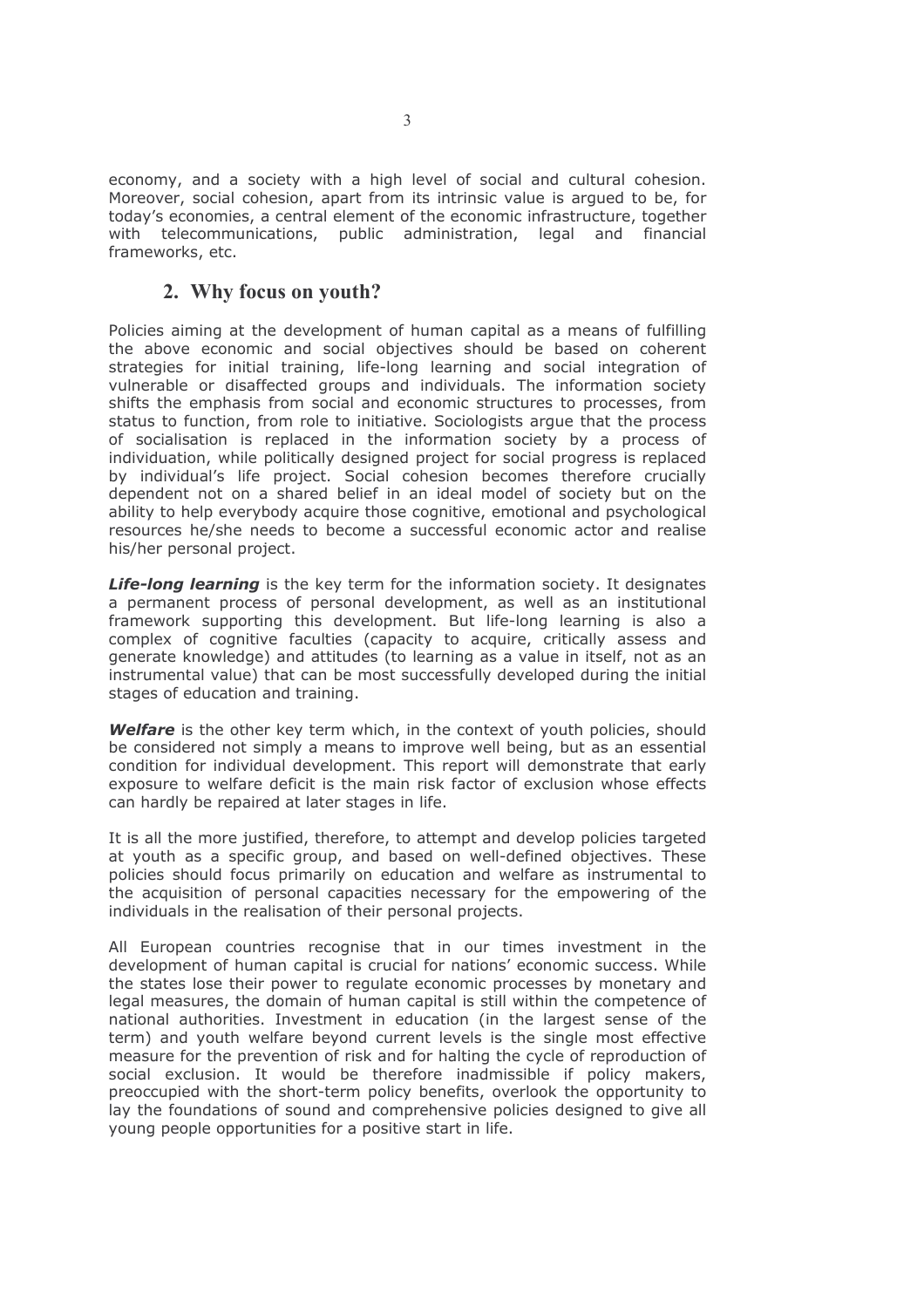economy, and a society with a high level of social and cultural cohesion. Moreover, social cohesion, apart from its intrinsic value is argued to be, for today's economies, a central element of the economic infrastructure, together with telecommunications, public administration, legal and financial frameworks, etc.

## 2. Why focus on youth?

Policies aiming at the development of human capital as a means of fulfilling the above economic and social objectives should be based on coherent strategies for initial training, life-long learning and social integration of vulnerable or disaffected groups and individuals. The information society shifts the emphasis from social and economic structures to processes, from status to function, from role to initiative. Sociologists argue that the process of socialisation is replaced in the information society by a process of individuation, while politically designed project for social progress is replaced by individual's life project. Social cohesion becomes therefore crucially dependent not on a shared belief in an ideal model of society but on the ability to help everybody acquire those cognitive, emotional and psychological resources he/she needs to become a successful economic actor and realise his/her personal project.

***Life-long learning*** is the key term for the information society. It designates a permanent process of personal development, as well as an institutional framework supporting this development. But life-long learning is also a complex of cognitive faculties (capacity to acquire, critically assess and generate knowledge) and attitudes (to learning as a value in itself, not as an instrumental value) that can be most successfully developed during the initial stages of education and training.

***Welfare*** is the other key term which, in the context of youth policies, should be considered not simply a means to improve well being, but as an essential condition for individual development. This report will demonstrate that early exposure to welfare deficit is the main risk factor of exclusion whose effects can hardly be repaired at later stages in life.

It is all the more justified, therefore, to attempt and develop policies targeted at youth as a specific group, and based on well-defined objectives. These policies should focus primarily on education and welfare as instrumental to the acquisition of personal capacities necessary for the empowering of the individuals in the realisation of their personal projects.

All European countries recognise that in our times investment in the development of human capital is crucial for nations' economic success. While the states lose their power to regulate economic processes by monetary and legal measures, the domain of human capital is still within the competence of national authorities. Investment in education (in the largest sense of the term) and youth welfare beyond current levels is the single most effective measure for the prevention of risk and for halting the cycle of reproduction of social exclusion. It would be therefore inadmissible if policy makers, preoccupied with the short-term policy benefits, overlook the opportunity to lay the foundations of sound and comprehensive policies designed to give all young people opportunities for a positive start in life.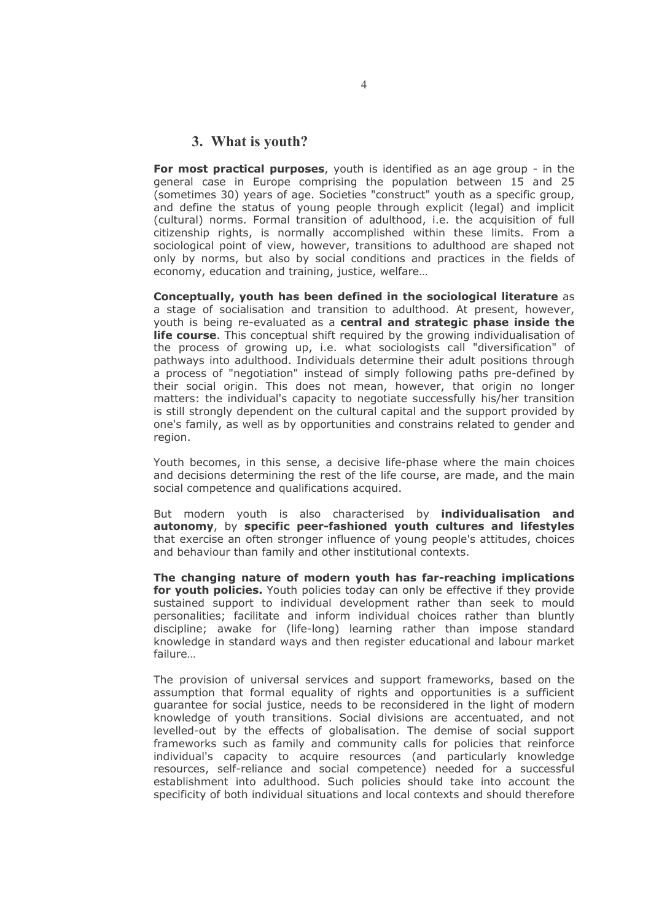## 3. What is youth?

**For most practical purposes**, youth is identified as an age group - in the general case in Europe comprising the population between 15 and 25 (sometimes 30) years of age. Societies "construct" youth as a specific group, and define the status of young people through explicit (legal) and implicit (cultural) norms. Formal transition of adulthood, i.e. the acquisition of full citizenship rights, is normally accomplished within these limits. From a sociological point of view, however, transitions to adulthood are shaped not only by norms, but also by social conditions and practices in the fields of economy, education and training, justice, welfare…

**Conceptually, youth has been defined in the sociological literature** as a stage of socialisation and transition to adulthood. At present, however, youth is being re-evaluated as a **central and strategic phase inside the life course**. This conceptual shift required by the growing individualisation of the process of growing up, i.e. what sociologists call "diversification" of pathways into adulthood. Individuals determine their adult positions through a process of "negotiation" instead of simply following paths pre-defined by their social origin. This does not mean, however, that origin no longer matters: the individual's capacity to negotiate successfully his/her transition is still strongly dependent on the cultural capital and the support provided by one's family, as well as by opportunities and constrains related to gender and region.

Youth becomes, in this sense, a decisive life-phase where the main choices and decisions determining the rest of the life course, are made, and the main social competence and qualifications acquired.

But modern youth is also characterised by **individualisation and autonomy**, by **specific peer-fashioned youth cultures and lifestyles** that exercise an often stronger influence of young people's attitudes, choices and behaviour than family and other institutional contexts.

**The changing nature of modern youth has far-reaching implications for youth policies.** Youth policies today can only be effective if they provide sustained support to individual development rather than seek to mould personalities; facilitate and inform individual choices rather than bluntly discipline; awake for (life-long) learning rather than impose standard knowledge in standard ways and then register educational and labour market failure…

The provision of universal services and support frameworks, based on the assumption that formal equality of rights and opportunities is a sufficient guarantee for social justice, needs to be reconsidered in the light of modern knowledge of youth transitions. Social divisions are accentuated, and not levelled-out by the effects of globalisation. The demise of social support frameworks such as family and community calls for policies that reinforce individual's capacity to acquire resources (and particularly knowledge resources, self-reliance and social competence) needed for a successful establishment into adulthood. Such policies should take into account the specificity of both individual situations and local contexts and should therefore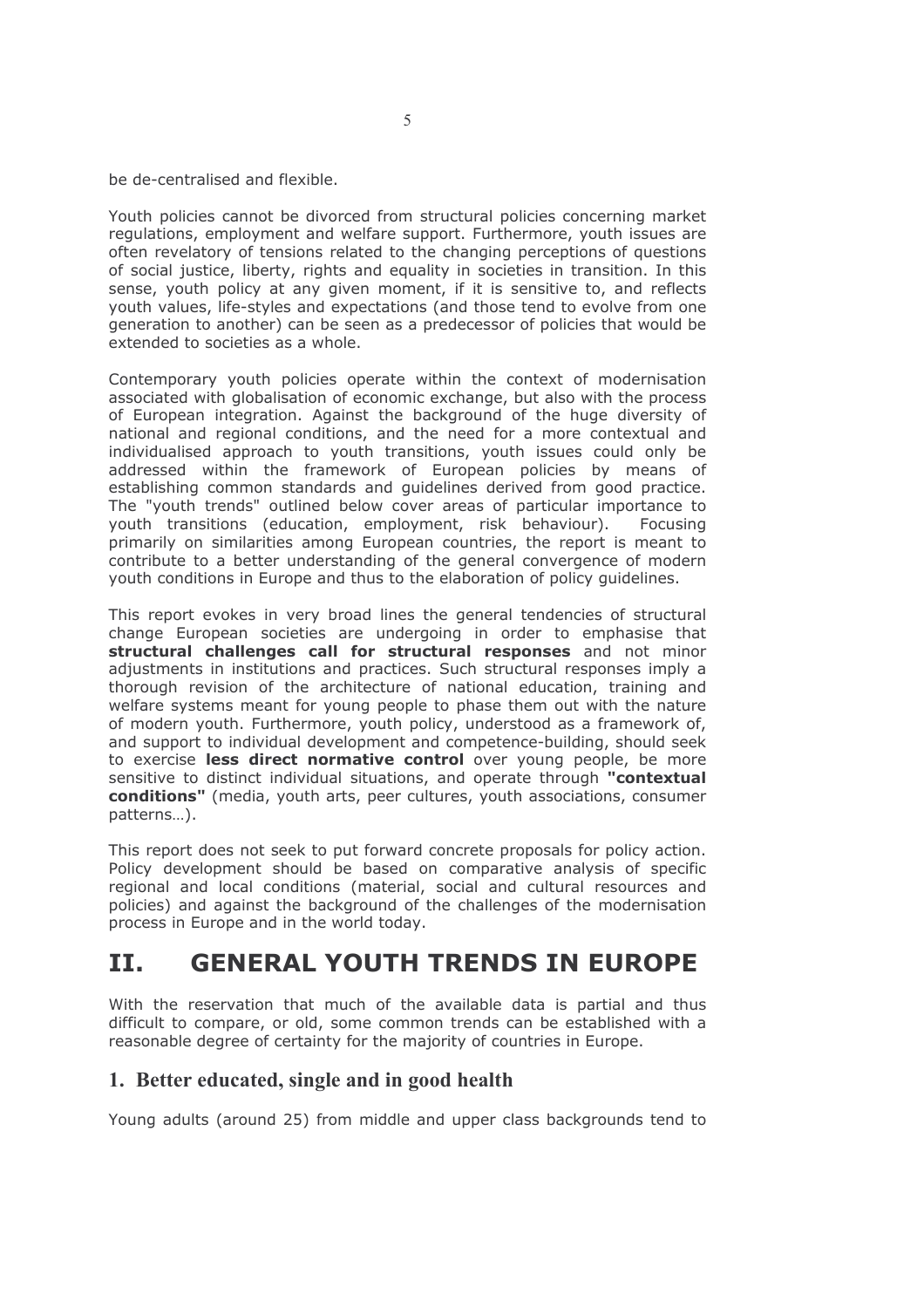be de-centralised and flexible.

Youth policies cannot be divorced from structural policies concerning market regulations, employment and welfare support. Furthermore, youth issues are often revelatory of tensions related to the changing perceptions of questions of social justice, liberty, rights and equality in societies in transition. In this sense, youth policy at any given moment, if it is sensitive to, and reflects youth values, life-styles and expectations (and those tend to evolve from one generation to another) can be seen as a predecessor of policies that would be extended to societies as a whole.

Contemporary youth policies operate within the context of modernisation associated with globalisation of economic exchange, but also with the process of European integration. Against the background of the huge diversity of national and regional conditions, and the need for a more contextual and individualised approach to youth transitions, youth issues could only be addressed within the framework of European policies by means of establishing common standards and guidelines derived from good practice. The "youth trends" outlined below cover areas of particular importance to youth transitions (education, employment, risk behaviour). Focusing primarily on similarities among European countries, the report is meant to contribute to a better understanding of the general convergence of modern youth conditions in Europe and thus to the elaboration of policy guidelines.

This report evokes in very broad lines the general tendencies of structural change European societies are undergoing in order to emphasise that **structural challenges call for structural responses** and not minor adjustments in institutions and practices. Such structural responses imply a thorough revision of the architecture of national education, training and welfare systems meant for young people to phase them out with the nature of modern youth. Furthermore, youth policy, understood as a framework of, and support to individual development and competence-building, should seek to exercise **less direct normative control** over young people, be more sensitive to distinct individual situations, and operate through **"contextual conditions"** (media, youth arts, peer cultures, youth associations, consumer patterns…).

This report does not seek to put forward concrete proposals for policy action. Policy development should be based on comparative analysis of specific regional and local conditions (material, social and cultural resources and policies) and against the background of the challenges of the modernisation process in Europe and in the world today.

# II. GENERAL YOUTH TRENDS IN EUROPE

With the reservation that much of the available data is partial and thus difficult to compare, or old, some common trends can be established with a reasonable degree of certainty for the majority of countries in Europe.

## 1. Better educated, single and in good health

Young adults (around 25) from middle and upper class backgrounds tend to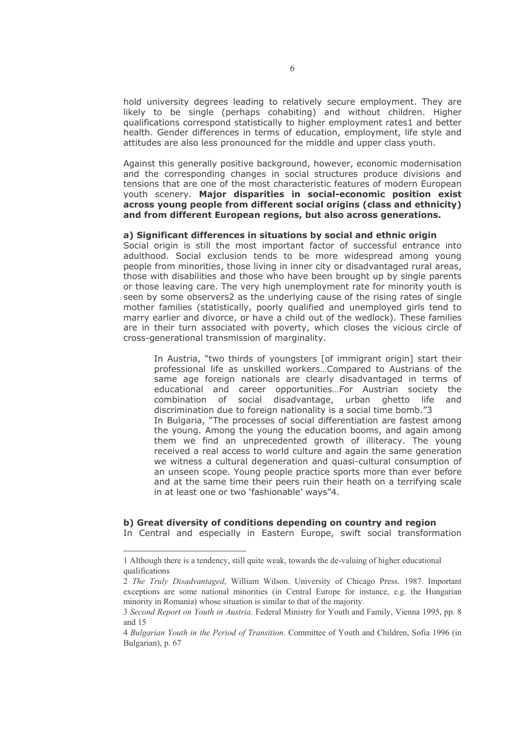hold university degrees leading to relatively secure employment. They are likely to be single (perhaps cohabiting) and without children. Higher qualifications correspond statistically to higher employment rates[1] and better health. Gender differences in terms of education, employment, life style and attitudes are also less pronounced for the middle and upper class youth.

Against this generally positive background, however, economic modernisation and the corresponding changes in social structures produce divisions and tensions that are one of the most characteristic features of modern European youth scenery. **Major disparities in social-economic position exist across young people from different social origins (class and ethnicity) and from different European regions, but also across generations.**

**a) Significant differences in situations by social and ethnic origin**

Social origin is still the most important factor of successful entrance into adulthood. Social exclusion tends to be more widespread among young people from minorities, those living in inner city or disadvantaged rural areas, those with disabilities and those who have been brought up by single parents or those leaving care. The very high unemployment rate for minority youth is seen by some observers[2] as the underlying cause of the rising rates of single mother families (statistically, poorly qualified and unemployed girls tend to marry earlier and divorce, or have a child out of the wedlock). These families are in their turn associated with poverty, which closes the vicious circle of cross-generational transmission of marginality.

> In Austria, "two thirds of youngsters [of immigrant origin] start their professional life as unskilled workers…Compared to Austrians of the same age foreign nationals are clearly disadvantaged in terms of educational and career opportunities…For Austrian society the combination of social disadvantage, urban ghetto life and discrimination due to foreign nationality is a social time bomb."[3]
>
> In Bulgaria, "The processes of social differentiation are fastest among the young. Among the young the education booms, and again among them we find an unprecedented growth of illiteracy. The young received a real access to world culture and again the same generation we witness a cultural degeneration and quasi-cultural consumption of an unseen scope. Young people practice sports more than ever before and at the same time their peers ruin their heath on a terrifying scale in at least one or two 'fashionable' ways"[4].

**b) Great diversity of conditions depending on country and region**

In Central and especially in Eastern Europe, swift social transformation

---

1 Although there is a tendency, still quite weak, towards the de-valuing of higher educational qualifications

2 *The Truly Disadvantaged*, William Wilson. University of Chicago Press. 1987. Important exceptions are some national minorities (in Central Europe for instance, e.g. the Hungarian minority in Romania) whose situation is similar to that of the majority.

3 *Second Report on Youth in Austria*. Federal Ministry for Youth and Family, Vienna 1995, pp. 8 and 15

4 *Bulgarian Youth in the Period of Transition*. Committee of Youth and Children, Sofia 1996 (in Bulgarian), p. 67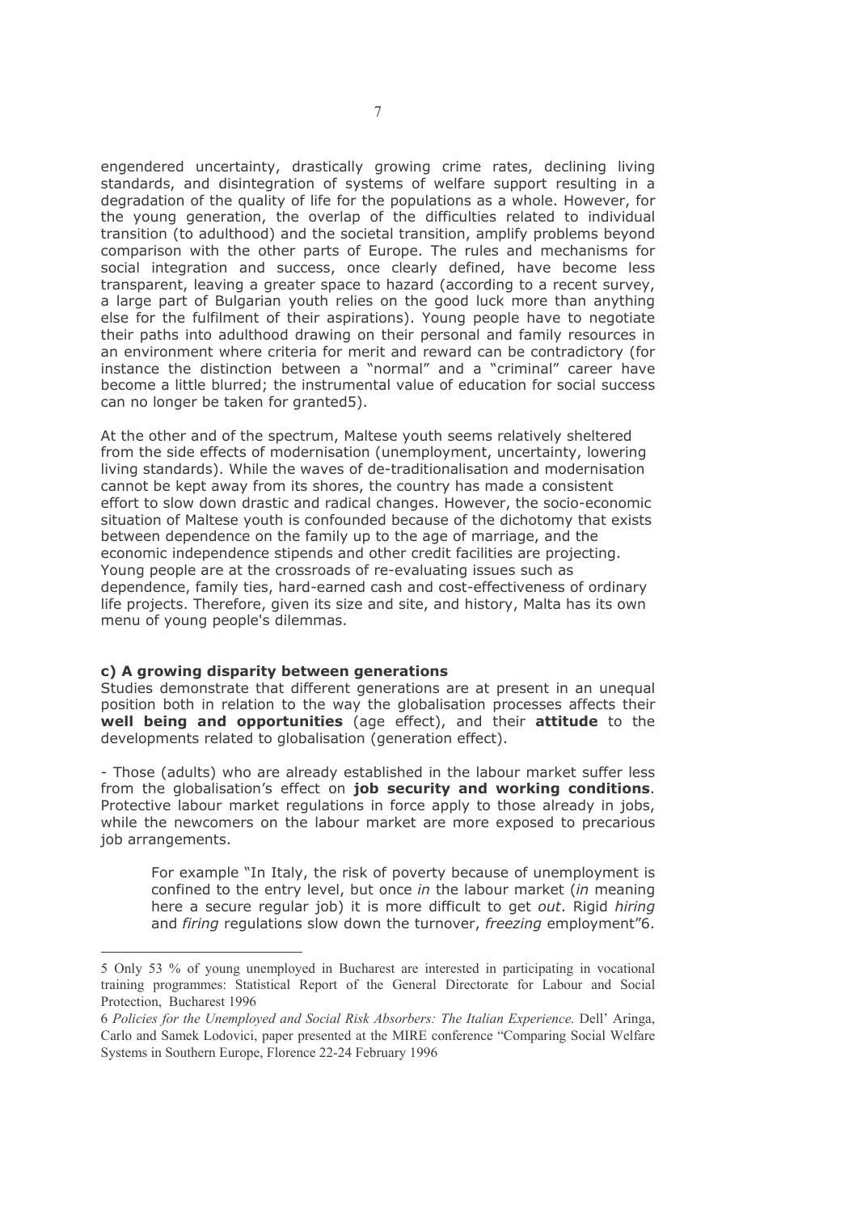engendered uncertainty, drastically growing crime rates, declining living standards, and disintegration of systems of welfare support resulting in a degradation of the quality of life for the populations as a whole. However, for the young generation, the overlap of the difficulties related to individual transition (to adulthood) and the societal transition, amplify problems beyond comparison with the other parts of Europe. The rules and mechanisms for social integration and success, once clearly defined, have become less transparent, leaving a greater space to hazard (according to a recent survey, a large part of Bulgarian youth relies on the good luck more than anything else for the fulfilment of their aspirations). Young people have to negotiate their paths into adulthood drawing on their personal and family resources in an environment where criteria for merit and reward can be contradictory (for instance the distinction between a "normal" and a "criminal" career have become a little blurred; the instrumental value of education for social success can no longer be taken for granted[5]).

At the other and of the spectrum, Maltese youth seems relatively sheltered from the side effects of modernisation (unemployment, uncertainty, lowering living standards). While the waves of de-traditionalisation and modernisation cannot be kept away from its shores, the country has made a consistent effort to slow down drastic and radical changes. However, the socio-economic situation of Maltese youth is confounded because of the dichotomy that exists between dependence on the family up to the age of marriage, and the economic independence stipends and other credit facilities are projecting. Young people are at the crossroads of re-evaluating issues such as dependence, family ties, hard-earned cash and cost-effectiveness of ordinary life projects. Therefore, given its size and site, and history, Malta has its own menu of young people's dilemmas.

### c) A growing disparity between generations

Studies demonstrate that different generations are at present in an unequal position both in relation to the way the globalisation processes affects their **well being and opportunities** (age effect), and their **attitude** to the developments related to globalisation (generation effect).

- Those (adults) who are already established in the labour market suffer less from the globalisation's effect on **job security and working conditions**. Protective labour market regulations in force apply to those already in jobs, while the newcomers on the labour market are more exposed to precarious job arrangements.

> For example "In Italy, the risk of poverty because of unemployment is confined to the entry level, but once *in* the labour market (*in* meaning here a secure regular job) it is more difficult to get *out*. Rigid *hiring* and *firing* regulations slow down the turnover, *freezing* employment"[6].

---

5 Only 53 % of young unemployed in Bucharest are interested in participating in vocational training programmes: Statistical Report of the General Directorate for Labour and Social Protection, Bucharest 1996

6 *Policies for the Unemployed and Social Risk Absorbers: The Italian Experience.* Dell' Aringa, Carlo and Samek Lodovici, paper presented at the MIRE conference "Comparing Social Welfare Systems in Southern Europe, Florence 22-24 February 1996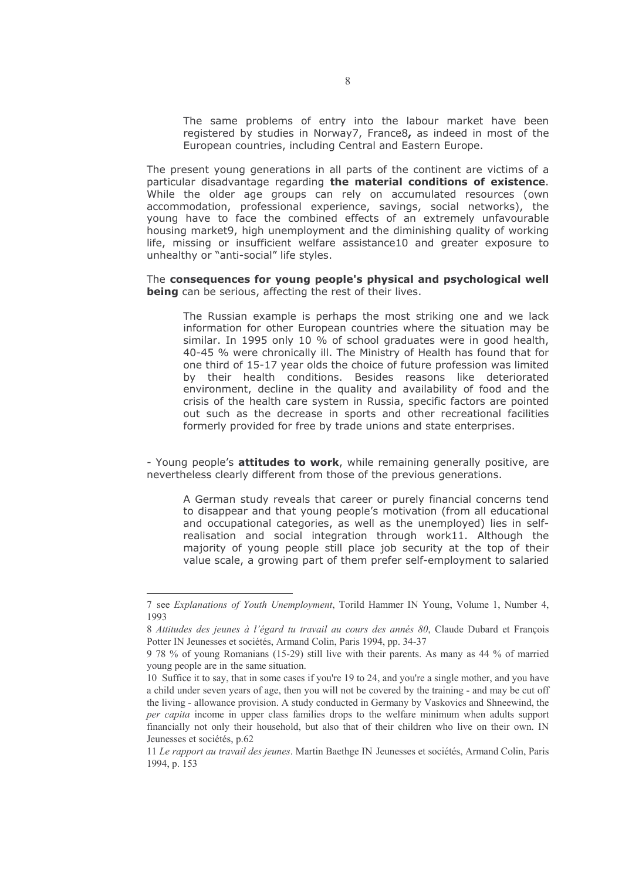> The same problems of entry into the labour market have been registered by studies in Norway[7], France[8], as indeed in most of the European countries, including Central and Eastern Europe.

The present young generations in all parts of the continent are victims of a particular disadvantage regarding **the material conditions of existence**. While the older age groups can rely on accumulated resources (own accommodation, professional experience, savings, social networks), the young have to face the combined effects of an extremely unfavourable housing market[9], high unemployment and the diminishing quality of working life, missing or insufficient welfare assistance[10] and greater exposure to unhealthy or "anti-social" life styles.

The **consequences for young people's physical and psychological well being** can be serious, affecting the rest of their lives.

> The Russian example is perhaps the most striking one and we lack information for other European countries where the situation may be similar. In 1995 only 10 % of school graduates were in good health, 40-45 % were chronically ill. The Ministry of Health has found that for one third of 15-17 year olds the choice of future profession was limited by their health conditions. Besides reasons like deteriorated environment, decline in the quality and availability of food and the crisis of the health care system in Russia, specific factors are pointed out such as the decrease in sports and other recreational facilities formerly provided for free by trade unions and state enterprises.

- Young people's **attitudes to work**, while remaining generally positive, are nevertheless clearly different from those of the previous generations.

> A German study reveals that career or purely financial concerns tend to disappear and that young people's motivation (from all educational and occupational categories, as well as the unemployed) lies in self-realisation and social integration through work[11]. Although the majority of young people still place job security at the top of their value scale, a growing part of them prefer self-employment to salaried

---

7 see *Explanations of Youth Unemployment*, Torild Hammer IN Young, Volume 1, Number 4, 1993

8 *Attitudes des jeunes à l'égard tu travail au cours des annés 80*, Claude Dubard et François Potter IN Jeunesses et sociétés, Armand Colin, Paris 1994, pp. 34-37

9 78 % of young Romanians (15-29) still live with their parents. As many as 44 % of married young people are in the same situation.

10 Suffice it to say, that in some cases if you're 19 to 24, and you're a single mother, and you have a child under seven years of age, then you will not be covered by the training - and may be cut off the living - allowance provision. A study conducted in Germany by Vaskovics and Shneewind, the *per capita* income in upper class families drops to the welfare minimum when adults support financially not only their household, but also that of their children who live on their own. IN Jeunesses et sociétés, p.62

11 *Le rapport au travail des jeunes*. Martin Baethge IN Jeunesses et sociétés, Armand Colin, Paris 1994, p. 153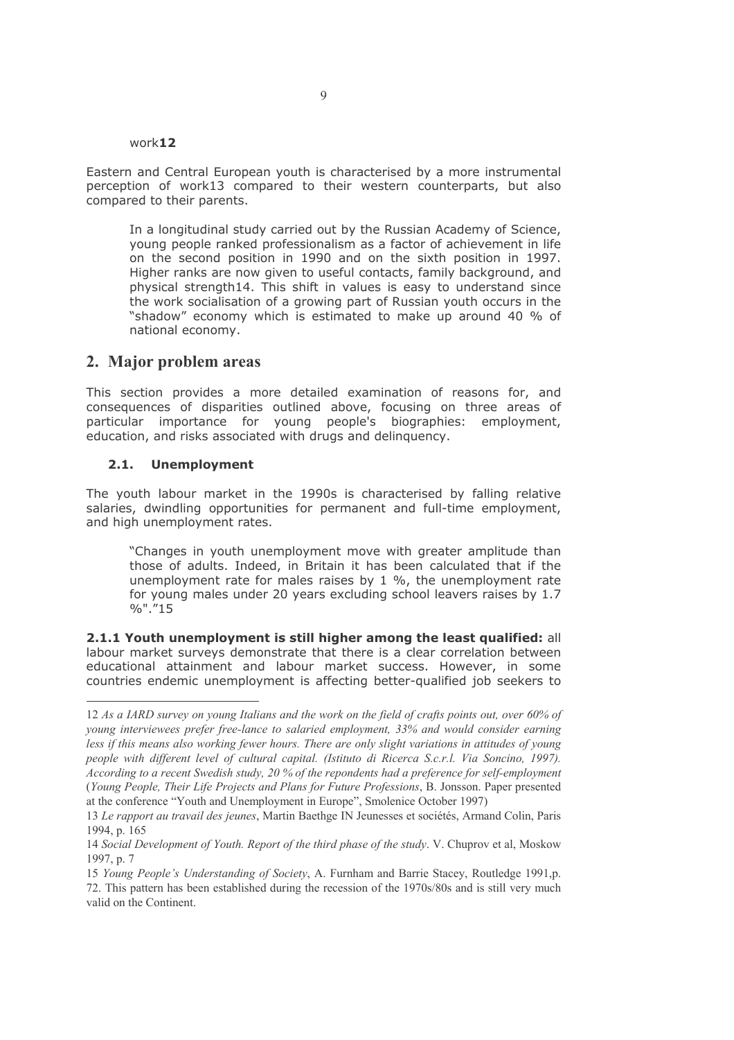work[12]

Eastern and Central European youth is characterised by a more instrumental perception of work[13] compared to their western counterparts, but also compared to their parents.

> In a longitudinal study carried out by the Russian Academy of Science, young people ranked professionalism as a factor of achievement in life on the second position in 1990 and on the sixth position in 1997. Higher ranks are now given to useful contacts, family background, and physical strength[14]. This shift in values is easy to understand since the work socialisation of a growing part of Russian youth occurs in the "shadow" economy which is estimated to make up around 40 % of national economy.

## 2. Major problem areas

This section provides a more detailed examination of reasons for, and consequences of disparities outlined above, focusing on three areas of particular importance for young people's biographies: employment, education, and risks associated with drugs and delinquency.

### 2.1. Unemployment

The youth labour market in the 1990s is characterised by falling relative salaries, dwindling opportunities for permanent and full-time employment, and high unemployment rates.

> "Changes in youth unemployment move with greater amplitude than those of adults. Indeed, in Britain it has been calculated that if the unemployment rate for males raises by 1 %, the unemployment rate for young males under 20 years excluding school leavers raises by 1.7 %"."[15]

**2.1.1 Youth unemployment is still higher among the least qualified:** all labour market surveys demonstrate that there is a clear correlation between educational attainment and labour market success. However, in some countries endemic unemployment is affecting better-qualified job seekers to

---

12 *As a IARD survey on young Italians and the work on the field of crafts points out, over 60% of young interviewees prefer free-lance to salaried employment, 33% and would consider earning less if this means also working fewer hours. There are only slight variations in attitudes of young people with different level of cultural capital. (Istituto di Ricerca S.c.r.l. Via Soncino, 1997). According to a recent Swedish study, 20 % of the repondents had a preference for self-employment* (*Young People, Their Life Projects and Plans for Future Professions*, B. Jonsson. Paper presented at the conference "Youth and Unemployment in Europe", Smolenice October 1997)

13 *Le rapport au travail des jeunes*, Martin Baethge IN Jeunesses et sociétés, Armand Colin, Paris 1994, p. 165

14 *Social Development of Youth. Report of the third phase of the study*. V. Chuprov et al, Moskow 1997, p. 7

15 *Young People's Understanding of Society*, A. Furnham and Barrie Stacey, Routledge 1991,p. 72. This pattern has been established during the recession of the 1970s/80s and is still very much valid on the Continent.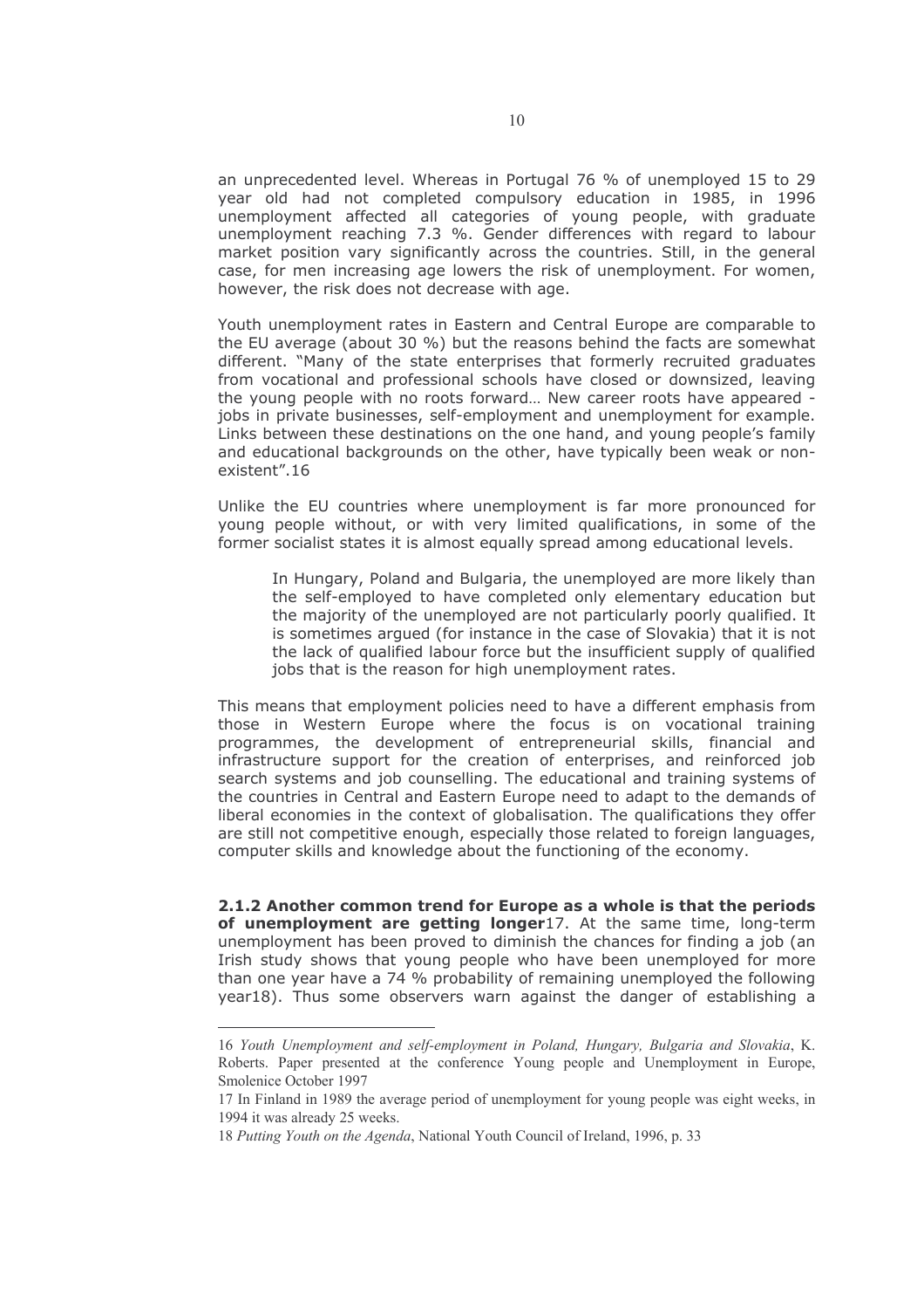an unprecedented level. Whereas in Portugal 76 % of unemployed 15 to 29 year old had not completed compulsory education in 1985, in 1996 unemployment affected all categories of young people, with graduate unemployment reaching 7.3 %. Gender differences with regard to labour market position vary significantly across the countries. Still, in the general case, for men increasing age lowers the risk of unemployment. For women, however, the risk does not decrease with age.

Youth unemployment rates in Eastern and Central Europe are comparable to the EU average (about 30 %) but the reasons behind the facts are somewhat different. "Many of the state enterprises that formerly recruited graduates from vocational and professional schools have closed or downsized, leaving the young people with no roots forward… New career roots have appeared - jobs in private businesses, self-employment and unemployment for example. Links between these destinations on the one hand, and young people's family and educational backgrounds on the other, have typically been weak or non-existent".[16]

Unlike the EU countries where unemployment is far more pronounced for young people without, or with very limited qualifications, in some of the former socialist states it is almost equally spread among educational levels.

> In Hungary, Poland and Bulgaria, the unemployed are more likely than the self-employed to have completed only elementary education but the majority of the unemployed are not particularly poorly qualified. It is sometimes argued (for instance in the case of Slovakia) that it is not the lack of qualified labour force but the insufficient supply of qualified jobs that is the reason for high unemployment rates.

This means that employment policies need to have a different emphasis from those in Western Europe where the focus is on vocational training programmes, the development of entrepreneurial skills, financial and infrastructure support for the creation of enterprises, and reinforced job search systems and job counselling. The educational and training systems of the countries in Central and Eastern Europe need to adapt to the demands of liberal economies in the context of globalisation. The qualifications they offer are still not competitive enough, especially those related to foreign languages, computer skills and knowledge about the functioning of the economy.

**2.1.2 Another common trend for Europe as a whole is that the periods of unemployment are getting longer**[17]. At the same time, long-term unemployment has been proved to diminish the chances for finding a job (an Irish study shows that young people who have been unemployed for more than one year have a 74 % probability of remaining unemployed the following year[18]). Thus some observers warn against the danger of establishing a

---

[16] *Youth Unemployment and self-employment in Poland, Hungary, Bulgaria and Slovakia*, K. Roberts. Paper presented at the conference Young people and Unemployment in Europe, Smolenice October 1997

[17] In Finland in 1989 the average period of unemployment for young people was eight weeks, in 1994 it was already 25 weeks.

[18] *Putting Youth on the Agenda*, National Youth Council of Ireland, 1996, p. 33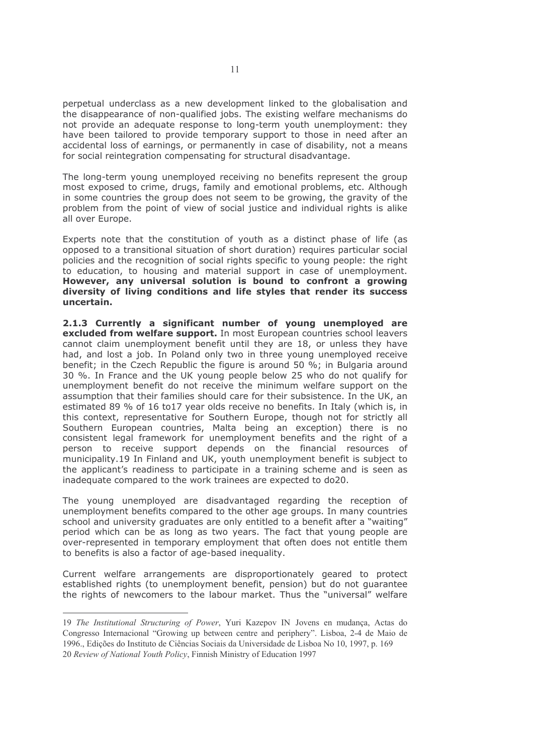perpetual underclass as a new development linked to the globalisation and the disappearance of non-qualified jobs. The existing welfare mechanisms do not provide an adequate response to long-term youth unemployment: they have been tailored to provide temporary support to those in need after an accidental loss of earnings, or permanently in case of disability, not a means for social reintegration compensating for structural disadvantage.

The long-term young unemployed receiving no benefits represent the group most exposed to crime, drugs, family and emotional problems, etc. Although in some countries the group does not seem to be growing, the gravity of the problem from the point of view of social justice and individual rights is alike all over Europe.

Experts note that the constitution of youth as a distinct phase of life (as opposed to a transitional situation of short duration) requires particular social policies and the recognition of social rights specific to young people: the right to education, to housing and material support in case of unemployment. **However, any universal solution is bound to confront a growing diversity of living conditions and life styles that render its success uncertain.**

**2.1.3 Currently a significant number of young unemployed are excluded from welfare support.** In most European countries school leavers cannot claim unemployment benefit until they are 18, or unless they have had, and lost a job. In Poland only two in three young unemployed receive benefit; in the Czech Republic the figure is around 50 %; in Bulgaria around 30 %. In France and the UK young people below 25 who do not qualify for unemployment benefit do not receive the minimum welfare support on the assumption that their families should care for their subsistence. In the UK, an estimated 89 % of 16 to17 year olds receive no benefits. In Italy (which is, in this context, representative for Southern Europe, though not for strictly all Southern European countries, Malta being an exception) there is no consistent legal framework for unemployment benefits and the right of a person to receive support depends on the financial resources of municipality.[19] In Finland and UK, youth unemployment benefit is subject to the applicant's readiness to participate in a training scheme and is seen as inadequate compared to the work trainees are expected to do[20].

The young unemployed are disadvantaged regarding the reception of unemployment benefits compared to the other age groups. In many countries school and university graduates are only entitled to a benefit after a "waiting" period which can be as long as two years. The fact that young people are over-represented in temporary employment that often does not entitle them to benefits is also a factor of age-based inequality.

Current welfare arrangements are disproportionately geared to protect established rights (to unemployment benefit, pension) but do not guarantee the rights of newcomers to the labour market. Thus the "universal" welfare

---

19 *The Institutional Structuring of Power*, Yuri Kazepov IN Jovens en mudança, Actas do Congresso Internacional "Growing up between centre and periphery". Lisboa, 2-4 de Maio de 1996., Edições do Instituto de Ciências Sociais da Universidade de Lisboa No 10, 1997, p. 169

20 *Review of National Youth Policy*, Finnish Ministry of Education 1997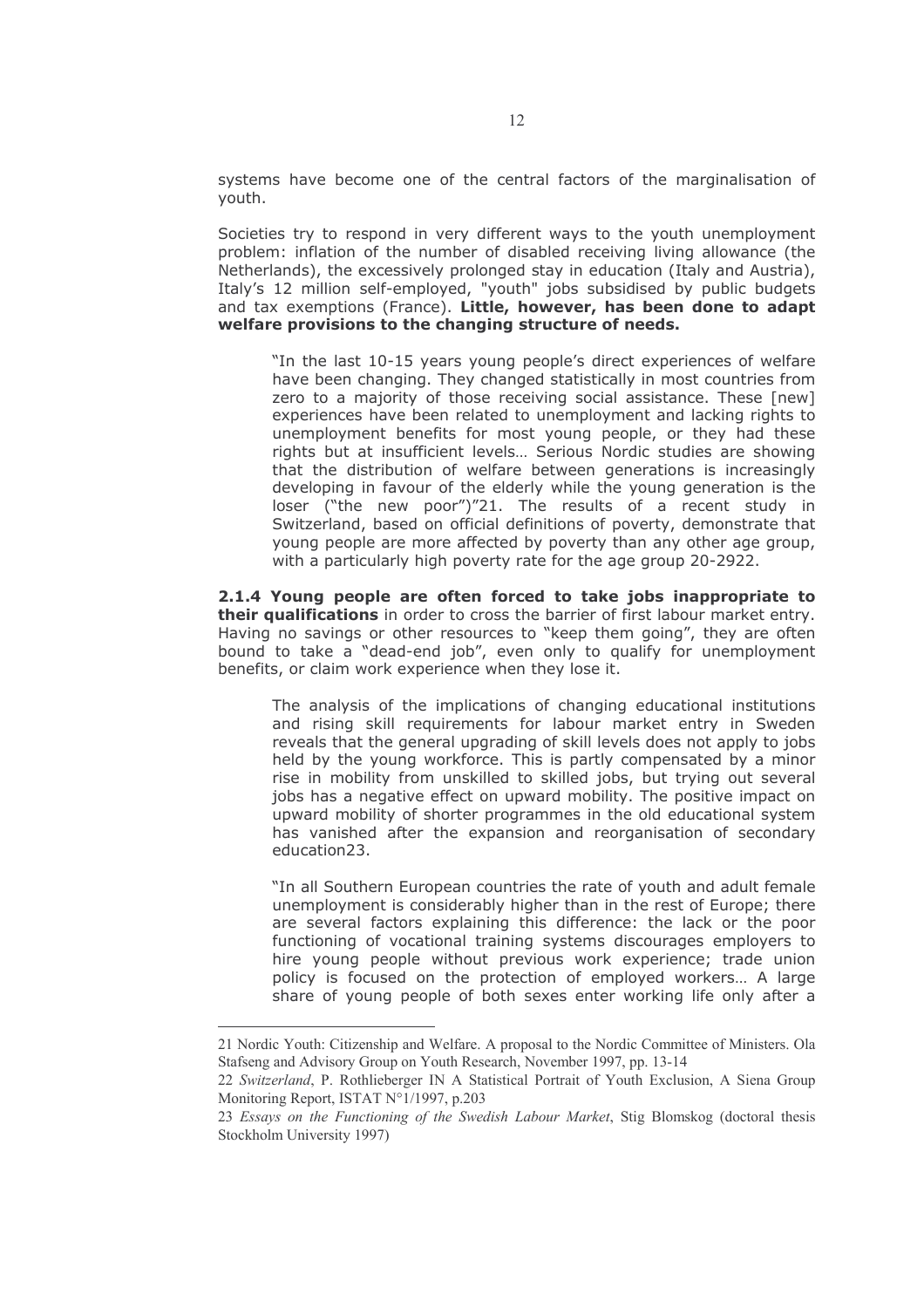systems have become one of the central factors of the marginalisation of youth.

Societies try to respond in very different ways to the youth unemployment problem: inflation of the number of disabled receiving living allowance (the Netherlands), the excessively prolonged stay in education (Italy and Austria), Italy's 12 million self-employed, "youth" jobs subsidised by public budgets and tax exemptions (France). **Little, however, has been done to adapt welfare provisions to the changing structure of needs.**

> "In the last 10-15 years young people's direct experiences of welfare have been changing. They changed statistically in most countries from zero to a majority of those receiving social assistance. These [new] experiences have been related to unemployment and lacking rights to unemployment benefits for most young people, or they had these rights but at insufficient levels… Serious Nordic studies are showing that the distribution of welfare between generations is increasingly developing in favour of the elderly while the young generation is the loser ("the new poor")"[21]. The results of a recent study in Switzerland, based on official definitions of poverty, demonstrate that young people are more affected by poverty than any other age group, with a particularly high poverty rate for the age group 20-29[22].

**2.1.4 Young people are often forced to take jobs inappropriate to their qualifications** in order to cross the barrier of first labour market entry. Having no savings or other resources to "keep them going", they are often bound to take a "dead-end job", even only to qualify for unemployment benefits, or claim work experience when they lose it.

> The analysis of the implications of changing educational institutions and rising skill requirements for labour market entry in Sweden reveals that the general upgrading of skill levels does not apply to jobs held by the young workforce. This is partly compensated by a minor rise in mobility from unskilled to skilled jobs, but trying out several jobs has a negative effect on upward mobility. The positive impact on upward mobility of shorter programmes in the old educational system has vanished after the expansion and reorganisation of secondary education[23].

> "In all Southern European countries the rate of youth and adult female unemployment is considerably higher than in the rest of Europe; there are several factors explaining this difference: the lack or the poor functioning of vocational training systems discourages employers to hire young people without previous work experience; trade union policy is focused on the protection of employed workers… A large share of young people of both sexes enter working life only after a

---

21 Nordic Youth: Citizenship and Welfare. A proposal to the Nordic Committee of Ministers. Ola Stafseng and Advisory Group on Youth Research, November 1997, pp. 13-14

22 *Switzerland*, P. Rothlieberger IN A Statistical Portrait of Youth Exclusion, A Siena Group Monitoring Report, ISTAT N°1/1997, p.203

23 *Essays on the Functioning of the Swedish Labour Market*, Stig Blomskog (doctoral thesis Stockholm University 1997)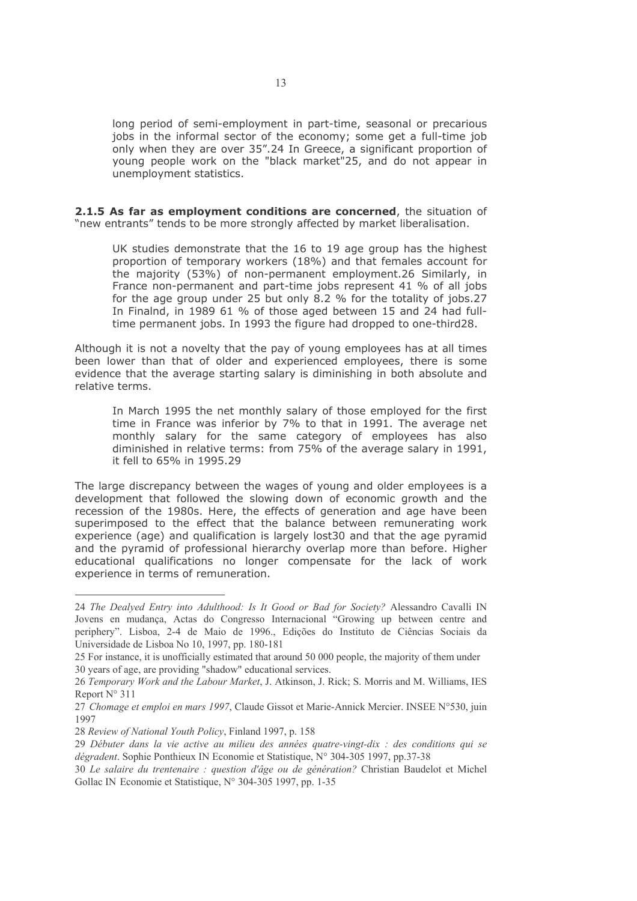long period of semi-employment in part-time, seasonal or precarious jobs in the informal sector of the economy; some get a full-time job only when they are over 35".[24] In Greece, a significant proportion of young people work on the "black market"[25], and do not appear in unemployment statistics.

**2.1.5 As far as employment conditions are concerned**, the situation of "new entrants" tends to be more strongly affected by market liberalisation.

> UK studies demonstrate that the 16 to 19 age group has the highest proportion of temporary workers (18%) and that females account for the majority (53%) of non-permanent employment.[26] Similarly, in France non-permanent and part-time jobs represent 41 % of all jobs for the age group under 25 but only 8.2 % for the totality of jobs.[27] In Finalnd, in 1989 61 % of those aged between 15 and 24 had full-time permanent jobs. In 1993 the figure had dropped to one-third[28].

Although it is not a novelty that the pay of young employees has at all times been lower than that of older and experienced employees, there is some evidence that the average starting salary is diminishing in both absolute and relative terms.

> In March 1995 the net monthly salary of those employed for the first time in France was inferior by 7% to that in 1991. The average net monthly salary for the same category of employees has also diminished in relative terms: from 75% of the average salary in 1991, it fell to 65% in 1995.[29]

The large discrepancy between the wages of young and older employees is a development that followed the slowing down of economic growth and the recession of the 1980s. Here, the effects of generation and age have been superimposed to the effect that the balance between remunerating work experience (age) and qualification is largely lost[30] and that the age pyramid and the pyramid of professional hierarchy overlap more than before. Higher educational qualifications no longer compensate for the lack of work experience in terms of remuneration.

---

24 *The Dealyed Entry into Adulthood: Is It Good or Bad for Society?* Alessandro Cavalli IN Jovens en mudança, Actas do Congresso Internacional "Growing up between centre and periphery". Lisboa, 2-4 de Maio de 1996., Edições do Instituto de Ciências Sociais da Universidade de Lisboa No 10, 1997, pp. 180-181

25 For instance, it is unofficially estimated that around 50 000 people, the majority of them under 30 years of age, are providing "shadow" educational services.

26 *Temporary Work and the Labour Market*, J. Atkinson, J. Rick; S. Morris and M. Williams, IES Report N° 311

27 *Chomage et emploi en mars 1997*, Claude Gissot et Marie-Annick Mercier. INSEE N°530, juin 1997

28 *Review of National Youth Policy*, Finland 1997, p. 158

29 *Débuter dans la vie active au milieu des années quatre-vingt-dix : des conditions qui se dégradent*. Sophie Ponthieux IN Economie et Statistique, N° 304-305 1997, pp.37-38

30 *Le salaire du trentenaire : question d'âge ou de génération?* Christian Baudelot et Michel Gollac IN Economie et Statistique, N° 304-305 1997, pp. 1-35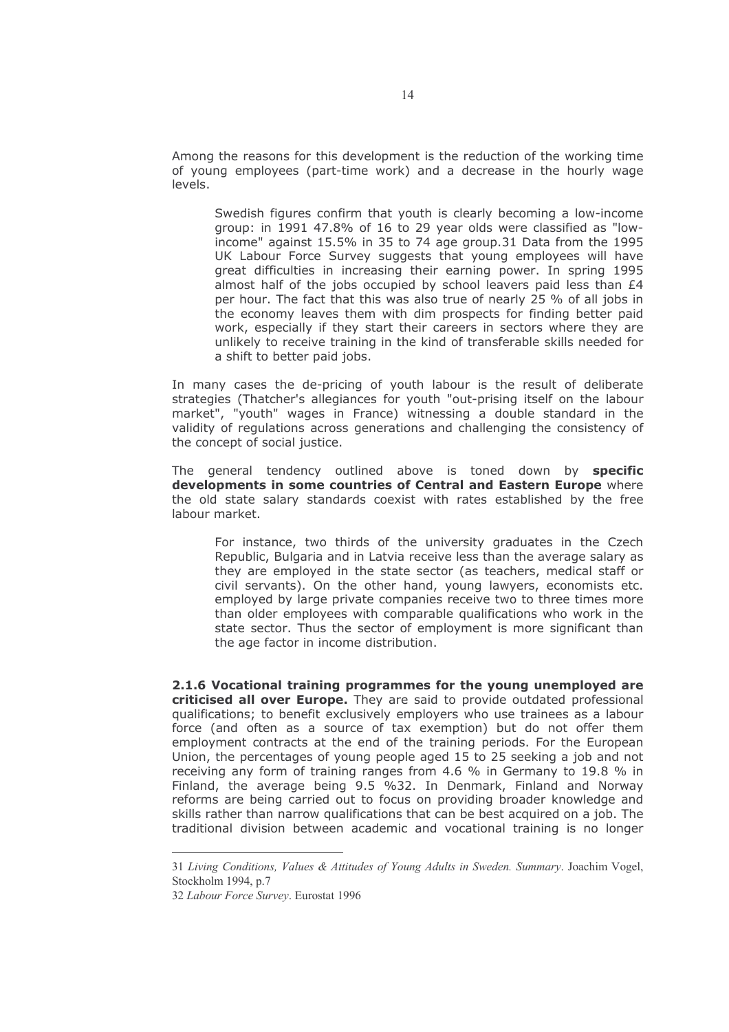Among the reasons for this development is the reduction of the working time of young employees (part-time work) and a decrease in the hourly wage levels.

> Swedish figures confirm that youth is clearly becoming a low-income group: in 1991 47.8% of 16 to 29 year olds were classified as "low-income" against 15.5% in 35 to 74 age group.[31] Data from the 1995 UK Labour Force Survey suggests that young employees will have great difficulties in increasing their earning power. In spring 1995 almost half of the jobs occupied by school leavers paid less than £4 per hour. The fact that this was also true of nearly 25 % of all jobs in the economy leaves them with dim prospects for finding better paid work, especially if they start their careers in sectors where they are unlikely to receive training in the kind of transferable skills needed for a shift to better paid jobs.

In many cases the de-pricing of youth labour is the result of deliberate strategies (Thatcher's allegiances for youth "out-prising itself on the labour market", "youth" wages in France) witnessing a double standard in the validity of regulations across generations and challenging the consistency of the concept of social justice.

The general tendency outlined above is toned down by **specific developments in some countries of Central and Eastern Europe** where the old state salary standards coexist with rates established by the free labour market.

> For instance, two thirds of the university graduates in the Czech Republic, Bulgaria and in Latvia receive less than the average salary as they are employed in the state sector (as teachers, medical staff or civil servants). On the other hand, young lawyers, economists etc. employed by large private companies receive two to three times more than older employees with comparable qualifications who work in the state sector. Thus the sector of employment is more significant than the age factor in income distribution.

**2.1.6 Vocational training programmes for the young unemployed are criticised all over Europe.** They are said to provide outdated professional qualifications; to benefit exclusively employers who use trainees as a labour force (and often as a source of tax exemption) but do not offer them employment contracts at the end of the training periods. For the European Union, the percentages of young people aged 15 to 25 seeking a job and not receiving any form of training ranges from 4.6 % in Germany to 19.8 % in Finland, the average being 9.5 %[32]. In Denmark, Finland and Norway reforms are being carried out to focus on providing broader knowledge and skills rather than narrow qualifications that can be best acquired on a job. The traditional division between academic and vocational training is no longer

---

[31] *Living Conditions, Values & Attitudes of Young Adults in Sweden. Summary*. Joachim Vogel, Stockholm 1994, p.7

[32] *Labour Force Survey*. Eurostat 1996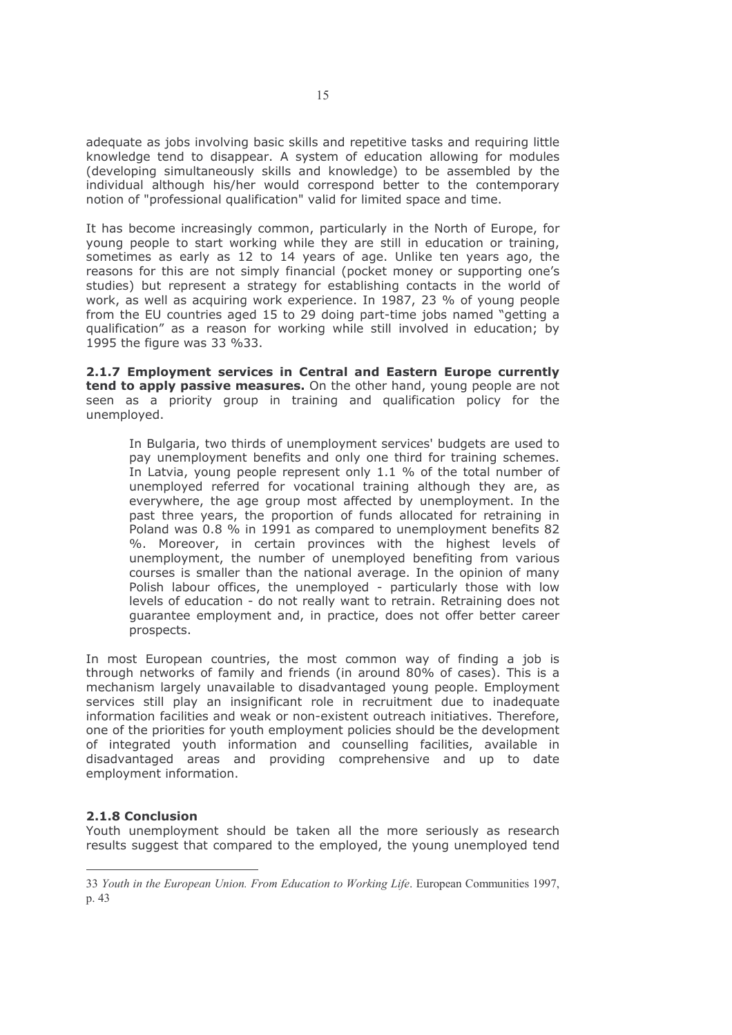adequate as jobs involving basic skills and repetitive tasks and requiring little knowledge tend to disappear. A system of education allowing for modules (developing simultaneously skills and knowledge) to be assembled by the individual although his/her would correspond better to the contemporary notion of "professional qualification" valid for limited space and time.

It has become increasingly common, particularly in the North of Europe, for young people to start working while they are still in education or training, sometimes as early as 12 to 14 years of age. Unlike ten years ago, the reasons for this are not simply financial (pocket money or supporting one's studies) but represent a strategy for establishing contacts in the world of work, as well as acquiring work experience. In 1987, 23 % of young people from the EU countries aged 15 to 29 doing part-time jobs named "getting a qualification" as a reason for working while still involved in education; by 1995 the figure was 33 %[33].

**2.1.7 Employment services in Central and Eastern Europe currently tend to apply passive measures.** On the other hand, young people are not seen as a priority group in training and qualification policy for the unemployed.

> In Bulgaria, two thirds of unemployment services' budgets are used to pay unemployment benefits and only one third for training schemes. In Latvia, young people represent only 1.1 % of the total number of unemployed referred for vocational training although they are, as everywhere, the age group most affected by unemployment. In the past three years, the proportion of funds allocated for retraining in Poland was 0.8 % in 1991 as compared to unemployment benefits 82 %. Moreover, in certain provinces with the highest levels of unemployment, the number of unemployed benefiting from various courses is smaller than the national average. In the opinion of many Polish labour offices, the unemployed - particularly those with low levels of education - do not really want to retrain. Retraining does not guarantee employment and, in practice, does not offer better career prospects.

In most European countries, the most common way of finding a job is through networks of family and friends (in around 80% of cases). This is a mechanism largely unavailable to disadvantaged young people. Employment services still play an insignificant role in recruitment due to inadequate information facilities and weak or non-existent outreach initiatives. Therefore, one of the priorities for youth employment policies should be the development of integrated youth information and counselling facilities, available in disadvantaged areas and providing comprehensive and up to date employment information.

**2.1.8 Conclusion**

Youth unemployment should be taken all the more seriously as research results suggest that compared to the employed, the young unemployed tend

---

33 *Youth in the European Union. From Education to Working Life*. European Communities 1997, p. 43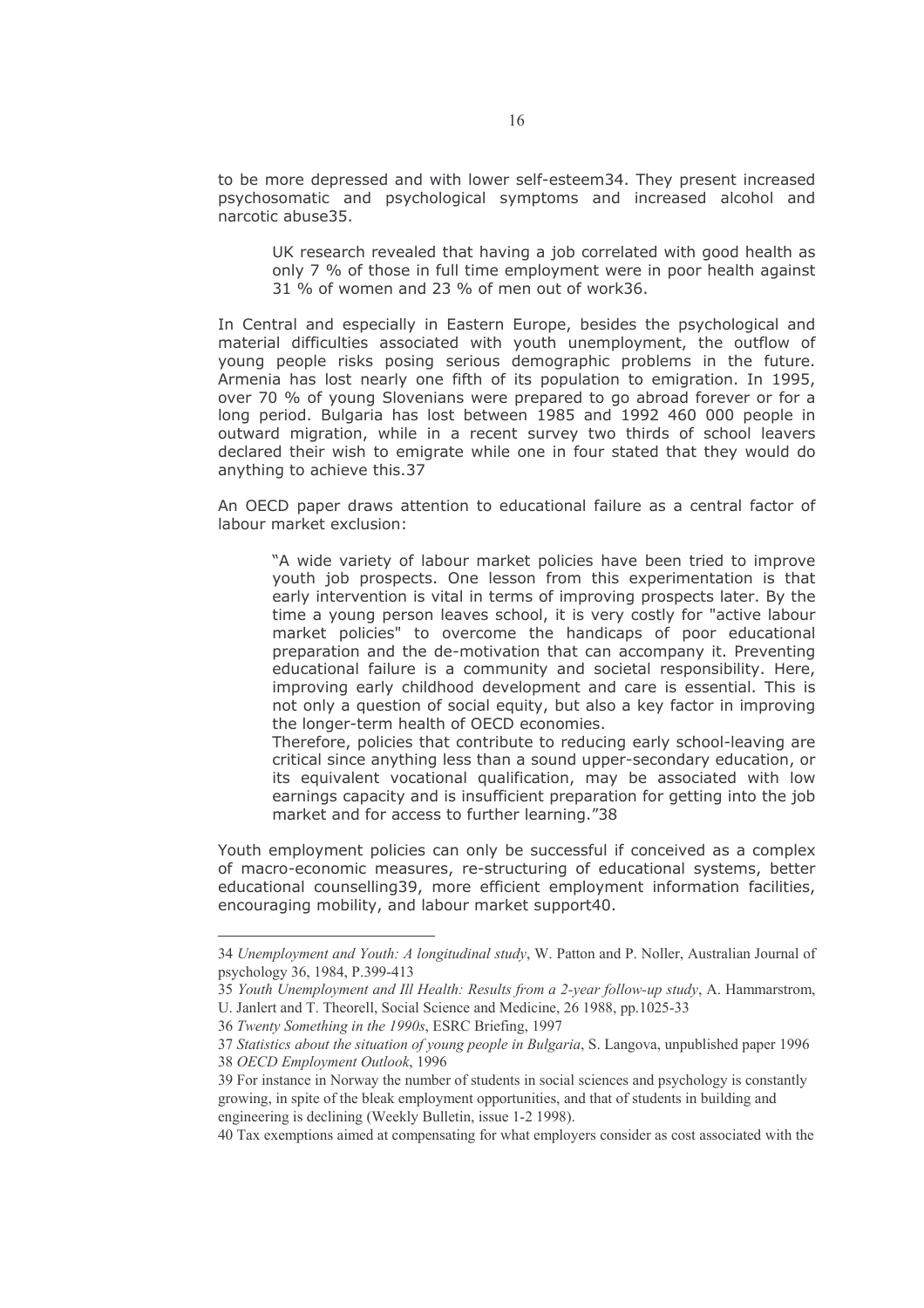to be more depressed and with lower self-esteem[34]. They present increased psychosomatic and psychological symptoms and increased alcohol and narcotic abuse[35].

> UK research revealed that having a job correlated with good health as only 7 % of those in full time employment were in poor health against 31 % of women and 23 % of men out of work[36].

In Central and especially in Eastern Europe, besides the psychological and material difficulties associated with youth unemployment, the outflow of young people risks posing serious demographic problems in the future. Armenia has lost nearly one fifth of its population to emigration. In 1995, over 70 % of young Slovenians were prepared to go abroad forever or for a long period. Bulgaria has lost between 1985 and 1992 460 000 people in outward migration, while in a recent survey two thirds of school leavers declared their wish to emigrate while one in four stated that they would do anything to achieve this.[37]

An OECD paper draws attention to educational failure as a central factor of labour market exclusion:

> "A wide variety of labour market policies have been tried to improve youth job prospects. One lesson from this experimentation is that early intervention is vital in terms of improving prospects later. By the time a young person leaves school, it is very costly for "active labour market policies" to overcome the handicaps of poor educational preparation and the de-motivation that can accompany it. Preventing educational failure is a community and societal responsibility. Here, improving early childhood development and care is essential. This is not only a question of social equity, but also a key factor in improving the longer-term health of OECD economies.
> Therefore, policies that contribute to reducing early school-leaving are critical since anything less than a sound upper-secondary education, or its equivalent vocational qualification, may be associated with low earnings capacity and is insufficient preparation for getting into the job market and for access to further learning."[38]

Youth employment policies can only be successful if conceived as a complex of macro-economic measures, re-structuring of educational systems, better educational counselling[39], more efficient employment information facilities, encouraging mobility, and labour market support[40].

---

34 *Unemployment and Youth: A longitudinal study*, W. Patton and P. Noller, Australian Journal of psychology 36, 1984, P.399-413

35 *Youth Unemployment and Ill Health: Results from a 2-year follow-up study*, A. Hammarstrom, U. Janlert and T. Theorell, Social Science and Medicine, 26 1988, pp.1025-33

36 *Twenty Something in the 1990s*, ESRC Briefing, 1997

37 *Statistics about the situation of young people in Bulgaria*, S. Langova, unpublished paper 1996

38 *OECD Employment Outlook*, 1996

39 For instance in Norway the number of students in social sciences and psychology is constantly growing, in spite of the bleak employment opportunities, and that of students in building and engineering is declining (Weekly Bulletin, issue 1-2 1998).

40 Tax exemptions aimed at compensating for what employers consider as cost associated with the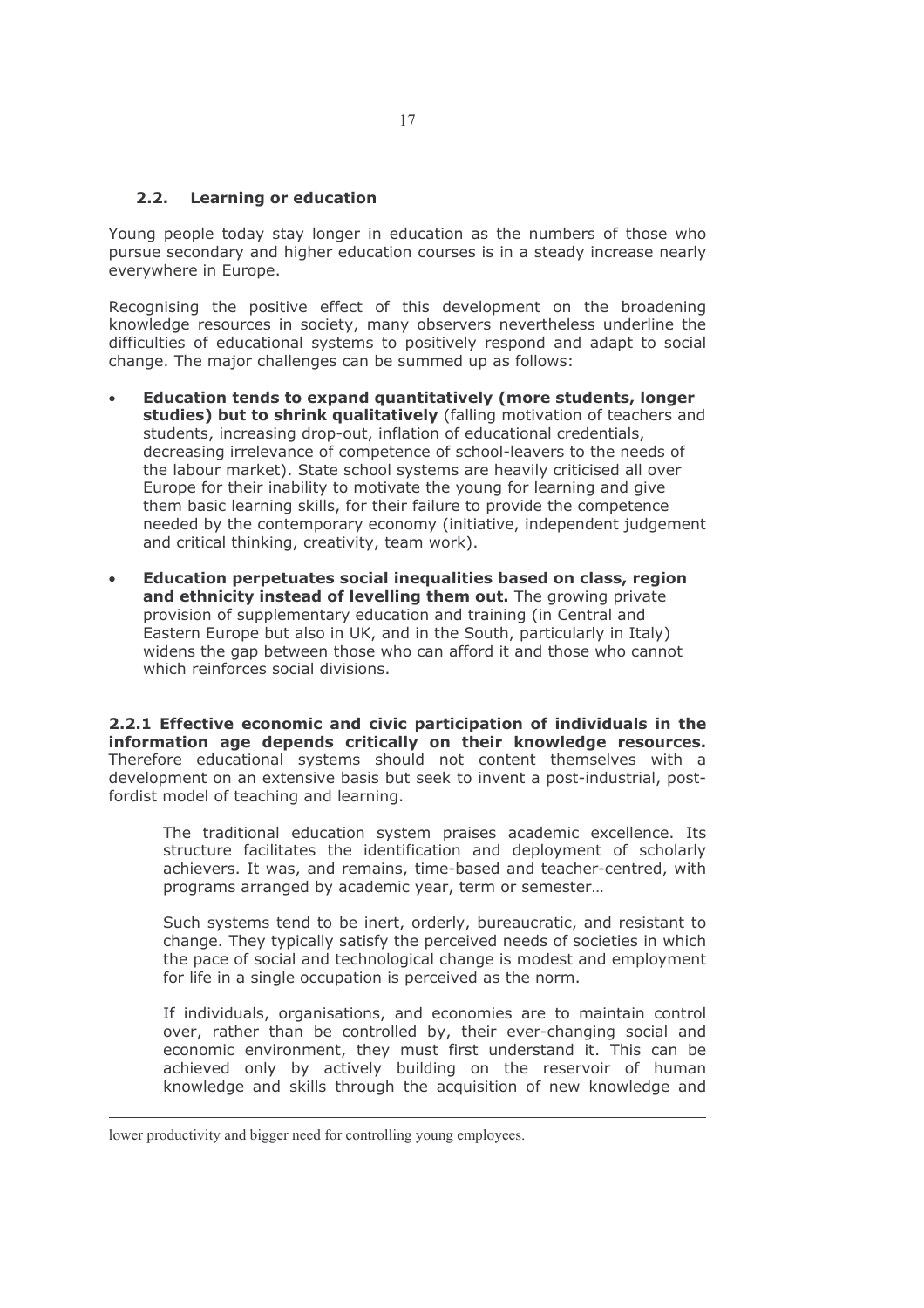## 2.2. Learning or education

Young people today stay longer in education as the numbers of those who pursue secondary and higher education courses is in a steady increase nearly everywhere in Europe.

Recognising the positive effect of this development on the broadening knowledge resources in society, many observers nevertheless underline the difficulties of educational systems to positively respond and adapt to social change. The major challenges can be summed up as follows:

- **Education tends to expand quantitatively (more students, longer studies) but to shrink qualitatively** (falling motivation of teachers and students, increasing drop-out, inflation of educational credentials, decreasing irrelevance of competence of school-leavers to the needs of the labour market). State school systems are heavily criticised all over Europe for their inability to motivate the young for learning and give them basic learning skills, for their failure to provide the competence needed by the contemporary economy (initiative, independent judgement and critical thinking, creativity, team work).
- **Education perpetuates social inequalities based on class, region and ethnicity instead of levelling them out.** The growing private provision of supplementary education and training (in Central and Eastern Europe but also in UK, and in the South, particularly in Italy) widens the gap between those who can afford it and those who cannot which reinforces social divisions.

**2.2.1 Effective economic and civic participation of individuals in the information age depends critically on their knowledge resources.** Therefore educational systems should not content themselves with a development on an extensive basis but seek to invent a post-industrial, post-fordist model of teaching and learning.

> The traditional education system praises academic excellence. Its structure facilitates the identification and deployment of scholarly achievers. It was, and remains, time-based and teacher-centred, with programs arranged by academic year, term or semester…
>
> Such systems tend to be inert, orderly, bureaucratic, and resistant to change. They typically satisfy the perceived needs of societies in which the pace of social and technological change is modest and employment for life in a single occupation is perceived as the norm.
>
> If individuals, organisations, and economies are to maintain control over, rather than be controlled by, their ever-changing social and economic environment, they must first understand it. This can be achieved only by actively building on the reservoir of human knowledge and skills through the acquisition of new knowledge and

---

lower productivity and bigger need for controlling young employees.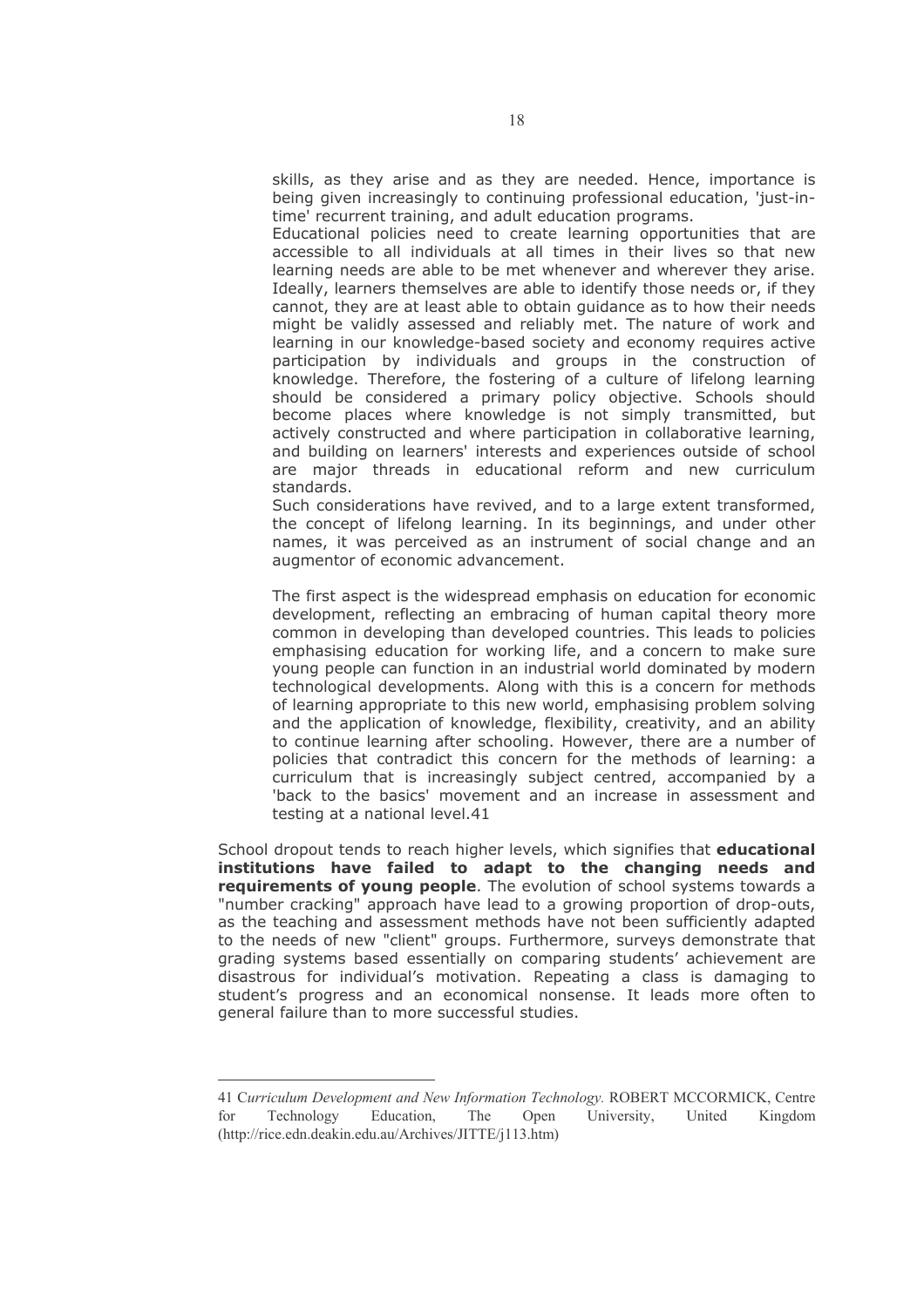> skills, as they arise and as they are needed. Hence, importance is being given increasingly to continuing professional education, 'just-in-time' recurrent training, and adult education programs.
>
> Educational policies need to create learning opportunities that are accessible to all individuals at all times in their lives so that new learning needs are able to be met whenever and wherever they arise. Ideally, learners themselves are able to identify those needs or, if they cannot, they are at least able to obtain guidance as to how their needs might be validly assessed and reliably met. The nature of work and learning in our knowledge-based society and economy requires active participation by individuals and groups in the construction of knowledge. Therefore, the fostering of a culture of lifelong learning should be considered a primary policy objective. Schools should become places where knowledge is not simply transmitted, but actively constructed and where participation in collaborative learning, and building on learners' interests and experiences outside of school are major threads in educational reform and new curriculum standards.
>
> Such considerations have revived, and to a large extent transformed, the concept of lifelong learning. In its beginnings, and under other names, it was perceived as an instrument of social change and an augmentor of economic advancement.
>
> The first aspect is the widespread emphasis on education for economic development, reflecting an embracing of human capital theory more common in developing than developed countries. This leads to policies emphasising education for working life, and a concern to make sure young people can function in an industrial world dominated by modern technological developments. Along with this is a concern for methods of learning appropriate to this new world, emphasising problem solving and the application of knowledge, flexibility, creativity, and an ability to continue learning after schooling. However, there are a number of policies that contradict this concern for the methods of learning: a curriculum that is increasingly subject centred, accompanied by a 'back to the basics' movement and an increase in assessment and testing at a national level.[41]

School dropout tends to reach higher levels, which signifies that **educational institutions have failed to adapt to the changing needs and requirements of young people**. The evolution of school systems towards a "number cracking" approach have lead to a growing proportion of drop-outs, as the teaching and assessment methods have not been sufficiently adapted to the needs of new "client" groups. Furthermore, surveys demonstrate that grading systems based essentially on comparing students' achievement are disastrous for individual's motivation. Repeating a class is damaging to student's progress and an economical nonsense. It leads more often to general failure than to more successful studies.

---

41 *Curriculum Development and New Information Technology.* ROBERT MCCORMICK, Centre for Technology Education, The Open University, United Kingdom (http://rice.edn.deakin.edu.au/Archives/JITTE/j113.htm)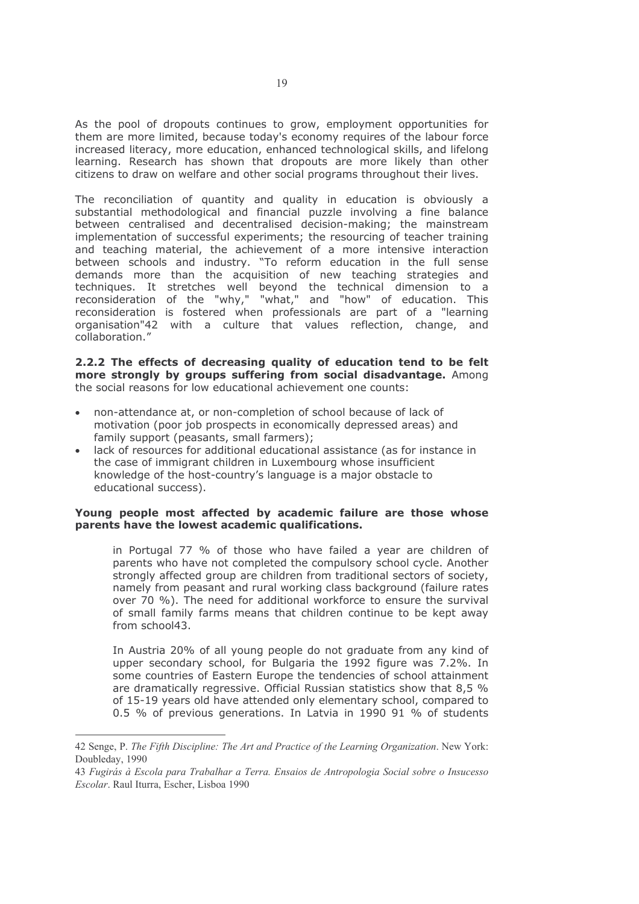As the pool of dropouts continues to grow, employment opportunities for them are more limited, because today's economy requires of the labour force increased literacy, more education, enhanced technological skills, and lifelong learning. Research has shown that dropouts are more likely than other citizens to draw on welfare and other social programs throughout their lives.

The reconciliation of quantity and quality in education is obviously a substantial methodological and financial puzzle involving a fine balance between centralised and decentralised decision-making; the mainstream implementation of successful experiments; the resourcing of teacher training and teaching material, the achievement of a more intensive interaction between schools and industry. "To reform education in the full sense demands more than the acquisition of new teaching strategies and techniques. It stretches well beyond the technical dimension to a reconsideration of the "why," "what," and "how" of education. This reconsideration is fostered when professionals are part of a "learning organisation"[42] with a culture that values reflection, change, and collaboration."

**2.2.2 The effects of decreasing quality of education tend to be felt more strongly by groups suffering from social disadvantage.** Among the social reasons for low educational achievement one counts:

- non-attendance at, or non-completion of school because of lack of motivation (poor job prospects in economically depressed areas) and family support (peasants, small farmers);
- lack of resources for additional educational assistance (as for instance in the case of immigrant children in Luxembourg whose insufficient knowledge of the host-country's language is a major obstacle to educational success).

**Young people most affected by academic failure are those whose parents have the lowest academic qualifications.**

> in Portugal 77 % of those who have failed a year are children of parents who have not completed the compulsory school cycle. Another strongly affected group are children from traditional sectors of society, namely from peasant and rural working class background (failure rates over 70 %). The need for additional workforce to ensure the survival of small family farms means that children continue to be kept away from school[43].
>
> In Austria 20% of all young people do not graduate from any kind of upper secondary school, for Bulgaria the 1992 figure was 7.2%. In some countries of Eastern Europe the tendencies of school attainment are dramatically regressive. Official Russian statistics show that 8,5 % of 15-19 years old have attended only elementary school, compared to 0.5 % of previous generations. In Latvia in 1990 91 % of students

---

42 Senge, P. *The Fifth Discipline: The Art and Practice of the Learning Organization*. New York: Doubleday, 1990

43 *Fugirás à Escola para Trabalhar a Terra. Ensaios de Antropologia Social sobre o Insucesso Escolar*. Raul Iturra, Escher, Lisboa 1990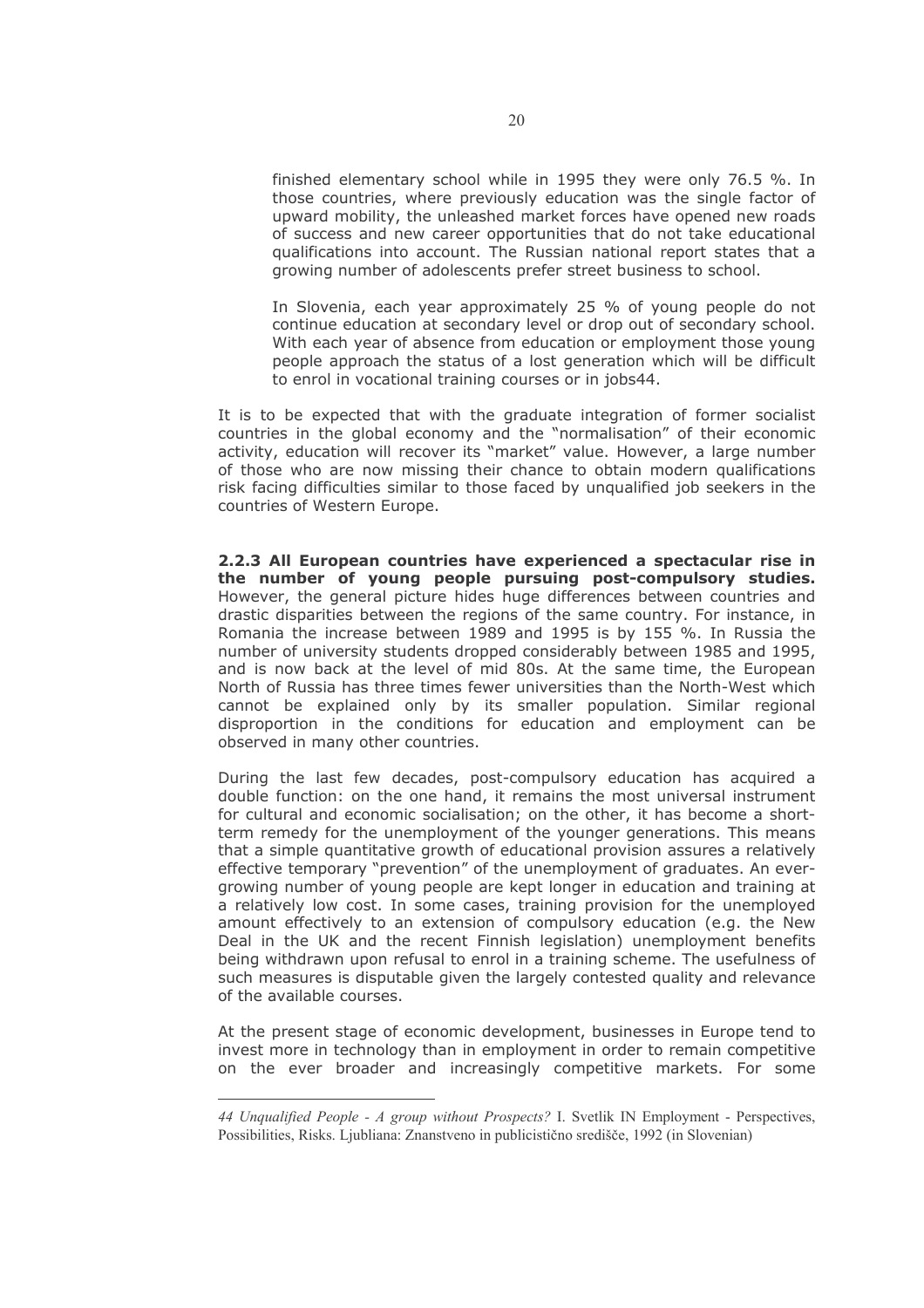finished elementary school while in 1995 they were only 76.5 %. In those countries, where previously education was the single factor of upward mobility, the unleashed market forces have opened new roads of success and new career opportunities that do not take educational qualifications into account. The Russian national report states that a growing number of adolescents prefer street business to school.

> In Slovenia, each year approximately 25 % of young people do not continue education at secondary level or drop out of secondary school. With each year of absence from education or employment those young people approach the status of a lost generation which will be difficult to enrol in vocational training courses or in jobs[44].

It is to be expected that with the graduate integration of former socialist countries in the global economy and the "normalisation" of their economic activity, education will recover its "market" value. However, a large number of those who are now missing their chance to obtain modern qualifications risk facing difficulties similar to those faced by unqualified job seekers in the countries of Western Europe.

**2.2.3 All European countries have experienced a spectacular rise in the number of young people pursuing post-compulsory studies.** However, the general picture hides huge differences between countries and drastic disparities between the regions of the same country. For instance, in Romania the increase between 1989 and 1995 is by 155 %. In Russia the number of university students dropped considerably between 1985 and 1995, and is now back at the level of mid 80s. At the same time, the European North of Russia has three times fewer universities than the North-West which cannot be explained only by its smaller population. Similar regional disproportion in the conditions for education and employment can be observed in many other countries.

During the last few decades, post-compulsory education has acquired a double function: on the one hand, it remains the most universal instrument for cultural and economic socialisation; on the other, it has become a short-term remedy for the unemployment of the younger generations. This means that a simple quantitative growth of educational provision assures a relatively effective temporary "prevention" of the unemployment of graduates. An ever-growing number of young people are kept longer in education and training at a relatively low cost. In some cases, training provision for the unemployed amount effectively to an extension of compulsory education (e.g. the New Deal in the UK and the recent Finnish legislation) unemployment benefits being withdrawn upon refusal to enrol in a training scheme. The usefulness of such measures is disputable given the largely contested quality and relevance of the available courses.

At the present stage of economic development, businesses in Europe tend to invest more in technology than in employment in order to remain competitive on the ever broader and increasingly competitive markets. For some

---

44 *Unqualified People - A group without Prospects?* I. Svetlik IN Employment - Perspectives, Possibilities, Risks. Ljubliana: Znanstveno in publicistično središče, 1992 (in Slovenian)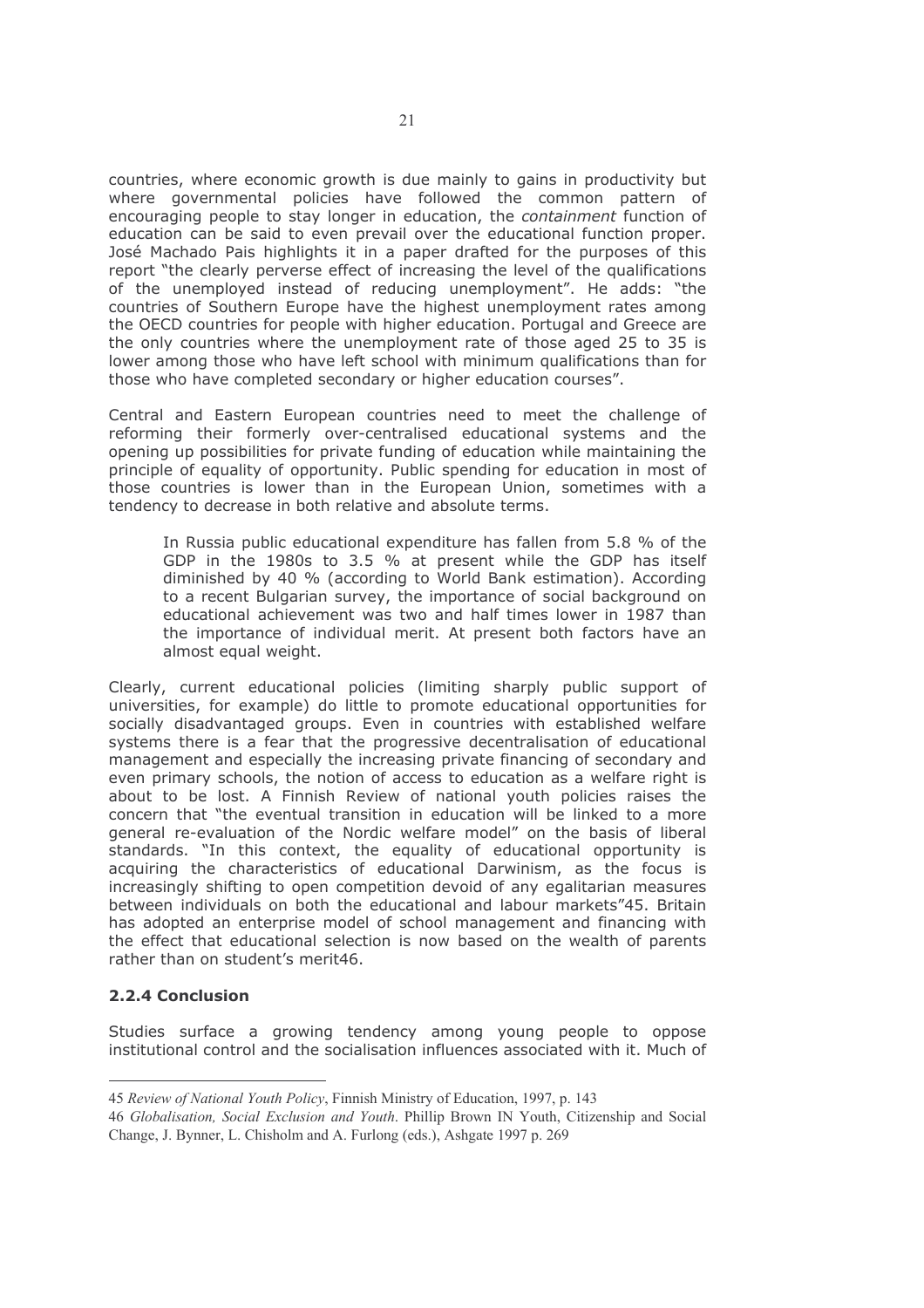countries, where economic growth is due mainly to gains in productivity but where governmental policies have followed the common pattern of encouraging people to stay longer in education, the *containment* function of education can be said to even prevail over the educational function proper. José Machado Pais highlights it in a paper drafted for the purposes of this report "the clearly perverse effect of increasing the level of the qualifications of the unemployed instead of reducing unemployment". He adds: "the countries of Southern Europe have the highest unemployment rates among the OECD countries for people with higher education. Portugal and Greece are the only countries where the unemployment rate of those aged 25 to 35 is lower among those who have left school with minimum qualifications than for those who have completed secondary or higher education courses".

Central and Eastern European countries need to meet the challenge of reforming their formerly over-centralised educational systems and the opening up possibilities for private funding of education while maintaining the principle of equality of opportunity. Public spending for education in most of those countries is lower than in the European Union, sometimes with a tendency to decrease in both relative and absolute terms.

> In Russia public educational expenditure has fallen from 5.8 % of the GDP in the 1980s to 3.5 % at present while the GDP has itself diminished by 40 % (according to World Bank estimation). According to a recent Bulgarian survey, the importance of social background on educational achievement was two and half times lower in 1987 than the importance of individual merit. At present both factors have an almost equal weight.

Clearly, current educational policies (limiting sharply public support of universities, for example) do little to promote educational opportunities for socially disadvantaged groups. Even in countries with established welfare systems there is a fear that the progressive decentralisation of educational management and especially the increasing private financing of secondary and even primary schools, the notion of access to education as a welfare right is about to be lost. A Finnish Review of national youth policies raises the concern that "the eventual transition in education will be linked to a more general re-evaluation of the Nordic welfare model" on the basis of liberal standards. "In this context, the equality of educational opportunity is acquiring the characteristics of educational Darwinism, as the focus is increasingly shifting to open competition devoid of any egalitarian measures between individuals on both the educational and labour markets"45. Britain has adopted an enterprise model of school management and financing with the effect that educational selection is now based on the wealth of parents rather than on student's merit46.

### 2.2.4 Conclusion

Studies surface a growing tendency among young people to oppose institutional control and the socialisation influences associated with it. Much of

---

45 *Review of National Youth Policy*, Finnish Ministry of Education, 1997, p. 143

46 *Globalisation, Social Exclusion and Youth*. Phillip Brown IN Youth, Citizenship and Social Change, J. Bynner, L. Chisholm and A. Furlong (eds.), Ashgate 1997 p. 269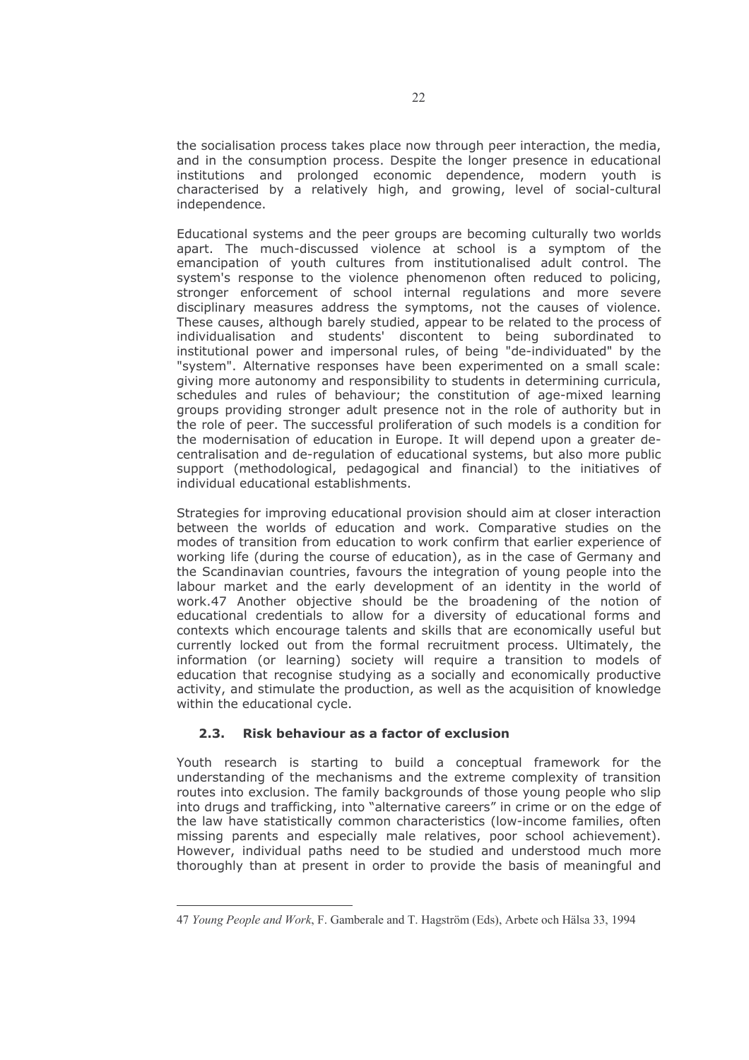the socialisation process takes place now through peer interaction, the media, and in the consumption process. Despite the longer presence in educational institutions and prolonged economic dependence, modern youth is characterised by a relatively high, and growing, level of social-cultural independence.

Educational systems and the peer groups are becoming culturally two worlds apart. The much-discussed violence at school is a symptom of the emancipation of youth cultures from institutionalised adult control. The system's response to the violence phenomenon often reduced to policing, stronger enforcement of school internal regulations and more severe disciplinary measures address the symptoms, not the causes of violence. These causes, although barely studied, appear to be related to the process of individualisation and students' discontent to being subordinated to institutional power and impersonal rules, of being "de-individuated" by the "system". Alternative responses have been experimented on a small scale: giving more autonomy and responsibility to students in determining curricula, schedules and rules of behaviour; the constitution of age-mixed learning groups providing stronger adult presence not in the role of authority but in the role of peer. The successful proliferation of such models is a condition for the modernisation of education in Europe. It will depend upon a greater de-centralisation and de-regulation of educational systems, but also more public support (methodological, pedagogical and financial) to the initiatives of individual educational establishments.

Strategies for improving educational provision should aim at closer interaction between the worlds of education and work. Comparative studies on the modes of transition from education to work confirm that earlier experience of working life (during the course of education), as in the case of Germany and the Scandinavian countries, favours the integration of young people into the labour market and the early development of an identity in the world of work.[47] Another objective should be the broadening of the notion of educational credentials to allow for a diversity of educational forms and contexts which encourage talents and skills that are economically useful but currently locked out from the formal recruitment process. Ultimately, the information (or learning) society will require a transition to models of education that recognise studying as a socially and economically productive activity, and stimulate the production, as well as the acquisition of knowledge within the educational cycle.

### 2.3. Risk behaviour as a factor of exclusion

Youth research is starting to build a conceptual framework for the understanding of the mechanisms and the extreme complexity of transition routes into exclusion. The family backgrounds of those young people who slip into drugs and trafficking, into "alternative careers" in crime or on the edge of the law have statistically common characteristics (low-income families, often missing parents and especially male relatives, poor school achievement). However, individual paths need to be studied and understood much more thoroughly than at present in order to provide the basis of meaningful and

---

47 *Young People and Work*, F. Gamberale and T. Hagström (Eds), Arbete och Hälsa 33, 1994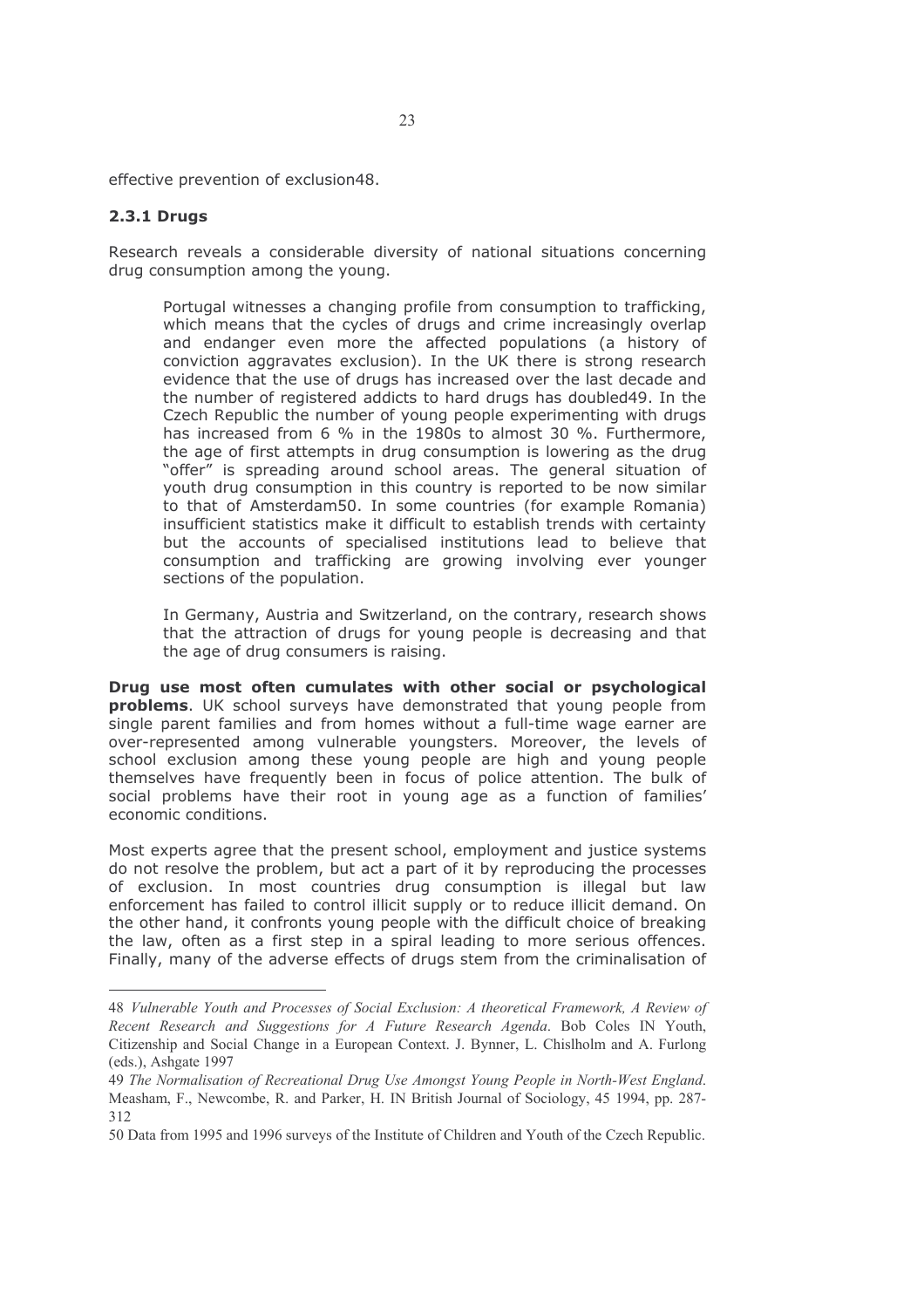effective prevention of exclusion[48].

### 2.3.1 Drugs

Research reveals a considerable diversity of national situations concerning drug consumption among the young.

> Portugal witnesses a changing profile from consumption to trafficking, which means that the cycles of drugs and crime increasingly overlap and endanger even more the affected populations (a history of conviction aggravates exclusion). In the UK there is strong research evidence that the use of drugs has increased over the last decade and the number of registered addicts to hard drugs has doubled[49]. In the Czech Republic the number of young people experimenting with drugs has increased from 6 % in the 1980s to almost 30 %. Furthermore, the age of first attempts in drug consumption is lowering as the drug "offer" is spreading around school areas. The general situation of youth drug consumption in this country is reported to be now similar to that of Amsterdam[50]. In some countries (for example Romania) insufficient statistics make it difficult to establish trends with certainty but the accounts of specialised institutions lead to believe that consumption and trafficking are growing involving ever younger sections of the population.
>
> In Germany, Austria and Switzerland, on the contrary, research shows that the attraction of drugs for young people is decreasing and that the age of drug consumers is raising.

**Drug use most often cumulates with other social or psychological problems**. UK school surveys have demonstrated that young people from single parent families and from homes without a full-time wage earner are over-represented among vulnerable youngsters. Moreover, the levels of school exclusion among these young people are high and young people themselves have frequently been in focus of police attention. The bulk of social problems have their root in young age as a function of families' economic conditions.

Most experts agree that the present school, employment and justice systems do not resolve the problem, but act a part of it by reproducing the processes of exclusion. In most countries drug consumption is illegal but law enforcement has failed to control illicit supply or to reduce illicit demand. On the other hand, it confronts young people with the difficult choice of breaking the law, often as a first step in a spiral leading to more serious offences. Finally, many of the adverse effects of drugs stem from the criminalisation of

---

48 *Vulnerable Youth and Processes of Social Exclusion: A theoretical Framework, A Review of Recent Research and Suggestions for A Future Research Agenda*. Bob Coles IN Youth, Citizenship and Social Change in a European Context. J. Bynner, L. Chislholm and A. Furlong (eds.), Ashgate 1997

49 *The Normalisation of Recreational Drug Use Amongst Young People in North-West England*. Measham, F., Newcombe, R. and Parker, H. IN British Journal of Sociology, 45 1994, pp. 287-312

50 Data from 1995 and 1996 surveys of the Institute of Children and Youth of the Czech Republic.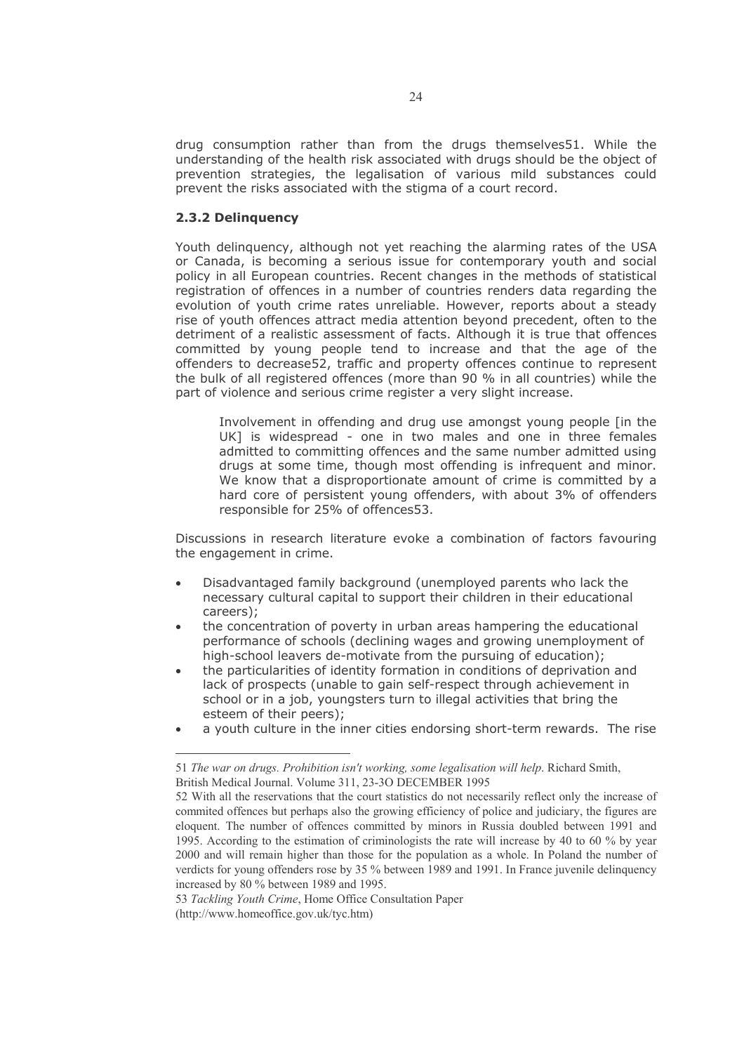drug consumption rather than from the drugs themselves[51]. While the understanding of the health risk associated with drugs should be the object of prevention strategies, the legalisation of various mild substances could prevent the risks associated with the stigma of a court record.

### 2.3.2 Delinquency

Youth delinquency, although not yet reaching the alarming rates of the USA or Canada, is becoming a serious issue for contemporary youth and social policy in all European countries. Recent changes in the methods of statistical registration of offences in a number of countries renders data regarding the evolution of youth crime rates unreliable. However, reports about a steady rise of youth offences attract media attention beyond precedent, often to the detriment of a realistic assessment of facts. Although it is true that offences committed by young people tend to increase and that the age of the offenders to decrease[52], traffic and property offences continue to represent the bulk of all registered offences (more than 90 % in all countries) while the part of violence and serious crime register a very slight increase.

> Involvement in offending and drug use amongst young people [in the UK] is widespread - one in two males and one in three females admitted to committing offences and the same number admitted using drugs at some time, though most offending is infrequent and minor. We know that a disproportionate amount of crime is committed by a hard core of persistent young offenders, with about 3% of offenders responsible for 25% of offences[53].

Discussions in research literature evoke a combination of factors favouring the engagement in crime.

- Disadvantaged family background (unemployed parents who lack the necessary cultural capital to support their children in their educational careers);
- the concentration of poverty in urban areas hampering the educational performance of schools (declining wages and growing unemployment of high-school leavers de-motivate from the pursuing of education);
- the particularities of identity formation in conditions of deprivation and lack of prospects (unable to gain self-respect through achievement in school or in a job, youngsters turn to illegal activities that bring the esteem of their peers);
- a youth culture in the inner cities endorsing short-term rewards. The rise

---

51 *The war on drugs. Prohibition isn't working, some legalisation will help*. Richard Smith, British Medical Journal. Volume 311, 23-3O DECEMBER 1995

52 With all the reservations that the court statistics do not necessarily reflect only the increase of commited offences but perhaps also the growing efficiency of police and judiciary, the figures are eloquent. The number of offences committed by minors in Russia doubled between 1991 and 1995. According to the estimation of criminologists the rate will increase by 40 to 60 % by year 2000 and will remain higher than those for the population as a whole. In Poland the number of verdicts for young offenders rose by 35 % between 1989 and 1991. In France juvenile delinquency increased by 80 % between 1989 and 1995.

53 *Tackling Youth Crime*, Home Office Consultation Paper (http://www.homeoffice.gov.uk/tyc.htm)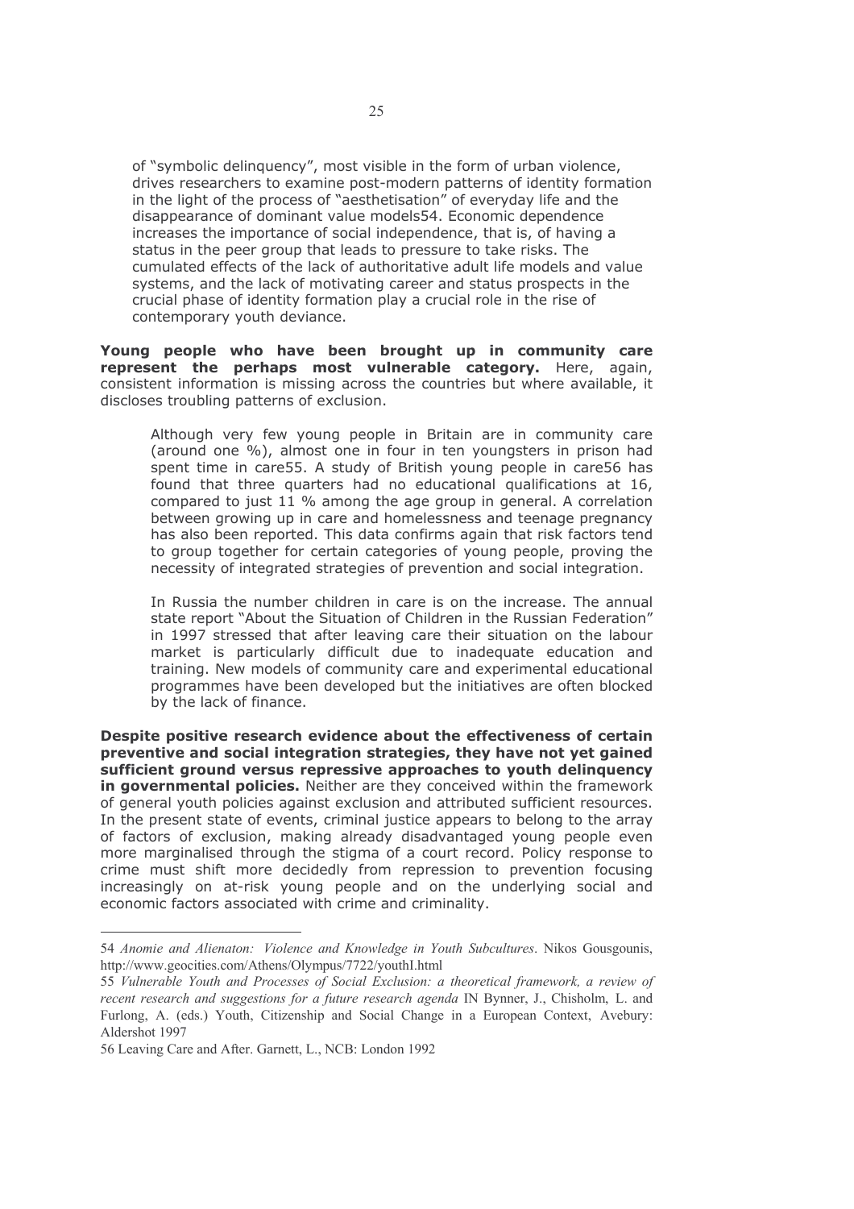of "symbolic delinquency", most visible in the form of urban violence, drives researchers to examine post-modern patterns of identity formation in the light of the process of "aesthetisation" of everyday life and the disappearance of dominant value models[54]. Economic dependence increases the importance of social independence, that is, of having a status in the peer group that leads to pressure to take risks. The cumulated effects of the lack of authoritative adult life models and value systems, and the lack of motivating career and status prospects in the crucial phase of identity formation play a crucial role in the rise of contemporary youth deviance.

**Young people who have been brought up in community care represent the perhaps most vulnerable category.** Here, again, consistent information is missing across the countries but where available, it discloses troubling patterns of exclusion.

> Although very few young people in Britain are in community care (around one %), almost one in four in ten youngsters in prison had spent time in care[55]. A study of British young people in care[56] has found that three quarters had no educational qualifications at 16, compared to just 11 % among the age group in general. A correlation between growing up in care and homelessness and teenage pregnancy has also been reported. This data confirms again that risk factors tend to group together for certain categories of young people, proving the necessity of integrated strategies of prevention and social integration.
>
> In Russia the number children in care is on the increase. The annual state report "About the Situation of Children in the Russian Federation" in 1997 stressed that after leaving care their situation on the labour market is particularly difficult due to inadequate education and training. New models of community care and experimental educational programmes have been developed but the initiatives are often blocked by the lack of finance.

**Despite positive research evidence about the effectiveness of certain preventive and social integration strategies, they have not yet gained sufficient ground versus repressive approaches to youth delinquency in governmental policies.** Neither are they conceived within the framework of general youth policies against exclusion and attributed sufficient resources. In the present state of events, criminal justice appears to belong to the array of factors of exclusion, making already disadvantaged young people even more marginalised through the stigma of a court record. Policy response to crime must shift more decidedly from repression to prevention focusing increasingly on at-risk young people and on the underlying social and economic factors associated with crime and criminality.

---

54 *Anomie and Alienaton: Violence and Knowledge in Youth Subcultures*. Nikos Gousgounis, http://www.geocities.com/Athens/Olympus/7722/youthI.html

55 *Vulnerable Youth and Processes of Social Exclusion: a theoretical framework, a review of recent research and suggestions for a future research agenda* IN Bynner, J., Chisholm, L. and Furlong, A. (eds.) Youth, Citizenship and Social Change in a European Context, Avebury: Aldershot 1997

56 Leaving Care and After. Garnett, L., NCB: London 1992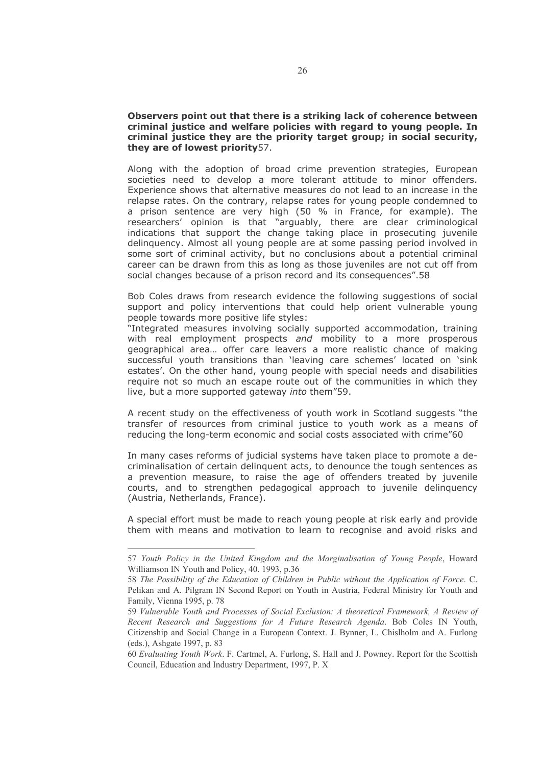**Observers point out that there is a striking lack of coherence between criminal justice and welfare policies with regard to young people. In criminal justice they are the priority target group; in social security, they are of lowest priority**57.

Along with the adoption of broad crime prevention strategies, European societies need to develop a more tolerant attitude to minor offenders. Experience shows that alternative measures do not lead to an increase in the relapse rates. On the contrary, relapse rates for young people condemned to a prison sentence are very high (50 % in France, for example). The researchers' opinion is that "arguably, there are clear criminological indications that support the change taking place in prosecuting juvenile delinquency. Almost all young people are at some passing period involved in some sort of criminal activity, but no conclusions about a potential criminal career can be drawn from this as long as those juveniles are not cut off from social changes because of a prison record and its consequences".58

Bob Coles draws from research evidence the following suggestions of social support and policy interventions that could help orient vulnerable young people towards more positive life styles:
"Integrated measures involving socially supported accommodation, training with real employment prospects *and* mobility to a more prosperous geographical area… offer care leavers a more realistic chance of making successful youth transitions than 'leaving care schemes' located on 'sink estates'. On the other hand, young people with special needs and disabilities require not so much an escape route out of the communities in which they live, but a more supported gateway *into* them"59.

A recent study on the effectiveness of youth work in Scotland suggests "the transfer of resources from criminal justice to youth work as a means of reducing the long-term economic and social costs associated with crime"60

In many cases reforms of judicial systems have taken place to promote a de-criminalisation of certain delinquent acts, to denounce the tough sentences as a prevention measure, to raise the age of offenders treated by juvenile courts, and to strengthen pedagogical approach to juvenile delinquency (Austria, Netherlands, France).

A special effort must be made to reach young people at risk early and provide them with means and motivation to learn to recognise and avoid risks and

---

57 *Youth Policy in the United Kingdom and the Marginalisation of Young People*, Howard Williamson IN Youth and Policy, 40. 1993, p.36

58 *The Possibility of the Education of Children in Public without the Application of Force*. C. Pelikan and A. Pilgram IN Second Report on Youth in Austria, Federal Ministry for Youth and Family, Vienna 1995, p. 78

59 *Vulnerable Youth and Processes of Social Exclusion: A theoretical Framework, A Review of Recent Research and Suggestions for A Future Research Agenda*. Bob Coles IN Youth, Citizenship and Social Change in a European Context. J. Bynner, L. Chislholm and A. Furlong (eds.), Ashgate 1997, p. 83

60 *Evaluating Youth Work*. F. Cartmel, A. Furlong, S. Hall and J. Powney. Report for the Scottish Council, Education and Industry Department, 1997, P. X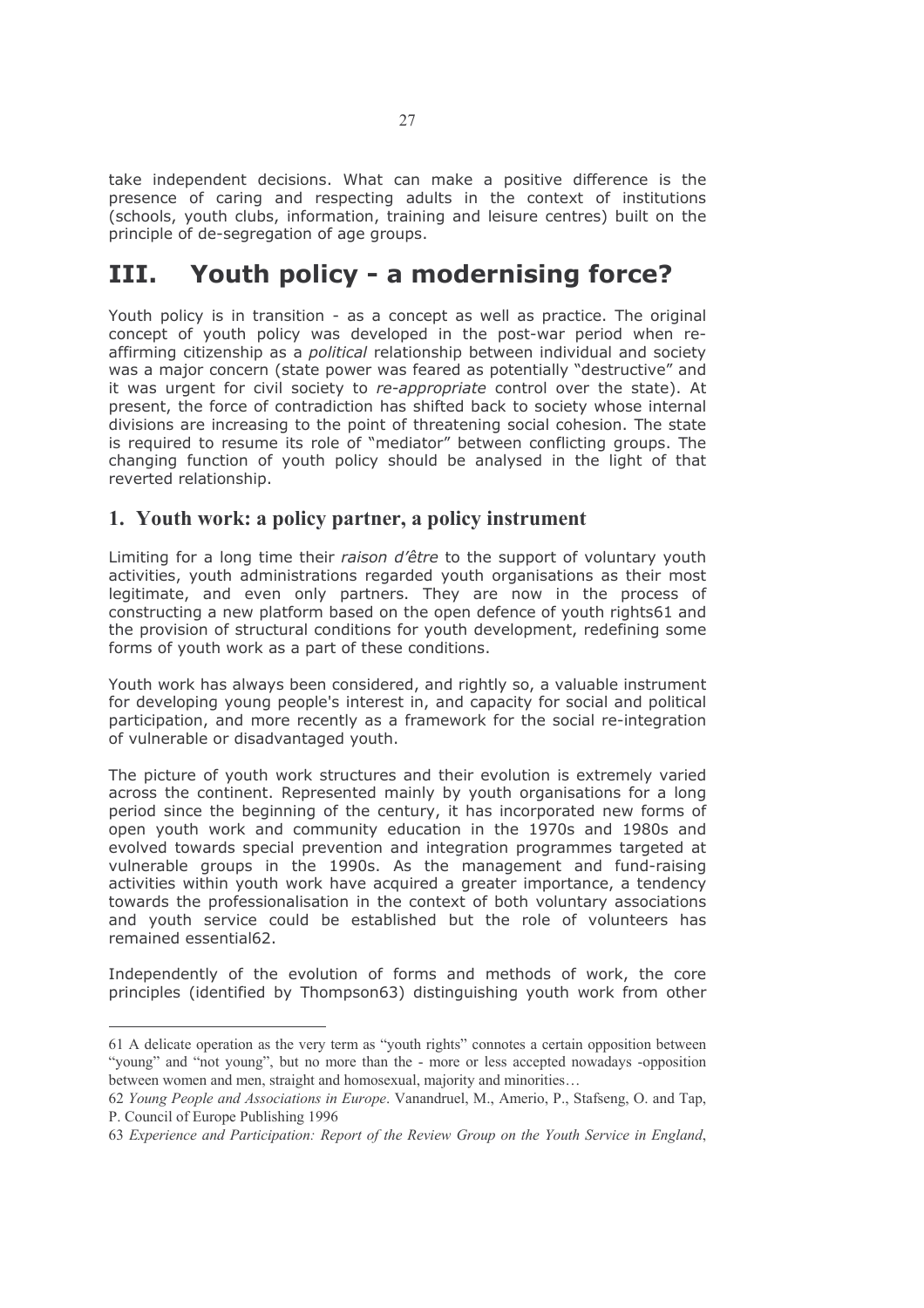take independent decisions. What can make a positive difference is the presence of caring and respecting adults in the context of institutions (schools, youth clubs, information, training and leisure centres) built on the principle of de-segregation of age groups.

# III. Youth policy - a modernising force?

Youth policy is in transition - as a concept as well as practice. The original concept of youth policy was developed in the post-war period when re-affirming citizenship as a *political* relationship between individual and society was a major concern (state power was feared as potentially "destructive" and it was urgent for civil society to *re-appropriate* control over the state). At present, the force of contradiction has shifted back to society whose internal divisions are increasing to the point of threatening social cohesion. The state is required to resume its role of "mediator" between conflicting groups. The changing function of youth policy should be analysed in the light of that reverted relationship.

## 1. Youth work: a policy partner, a policy instrument

Limiting for a long time their *raison d'être* to the support of voluntary youth activities, youth administrations regarded youth organisations as their most legitimate, and even only partners. They are now in the process of constructing a new platform based on the open defence of youth rights[61] and the provision of structural conditions for youth development, redefining some forms of youth work as a part of these conditions.

Youth work has always been considered, and rightly so, a valuable instrument for developing young people's interest in, and capacity for social and political participation, and more recently as a framework for the social re-integration of vulnerable or disadvantaged youth.

The picture of youth work structures and their evolution is extremely varied across the continent. Represented mainly by youth organisations for a long period since the beginning of the century, it has incorporated new forms of open youth work and community education in the 1970s and 1980s and evolved towards special prevention and integration programmes targeted at vulnerable groups in the 1990s. As the management and fund-raising activities within youth work have acquired a greater importance, a tendency towards the professionalisation in the context of both voluntary associations and youth service could be established but the role of volunteers has remained essential[62].

Independently of the evolution of forms and methods of work, the core principles (identified by Thompson[63]) distinguishing youth work from other

---

61 A delicate operation as the very term as "youth rights" connotes a certain opposition between "young" and "not young", but no more than the - more or less accepted nowadays -opposition between women and men, straight and homosexual, majority and minorities…

62 *Young People and Associations in Europe*. Vanandruel, M., Amerio, P., Stafseng, O. and Tap, P. Council of Europe Publishing 1996

63 *Experience and Participation: Report of the Review Group on the Youth Service in England*,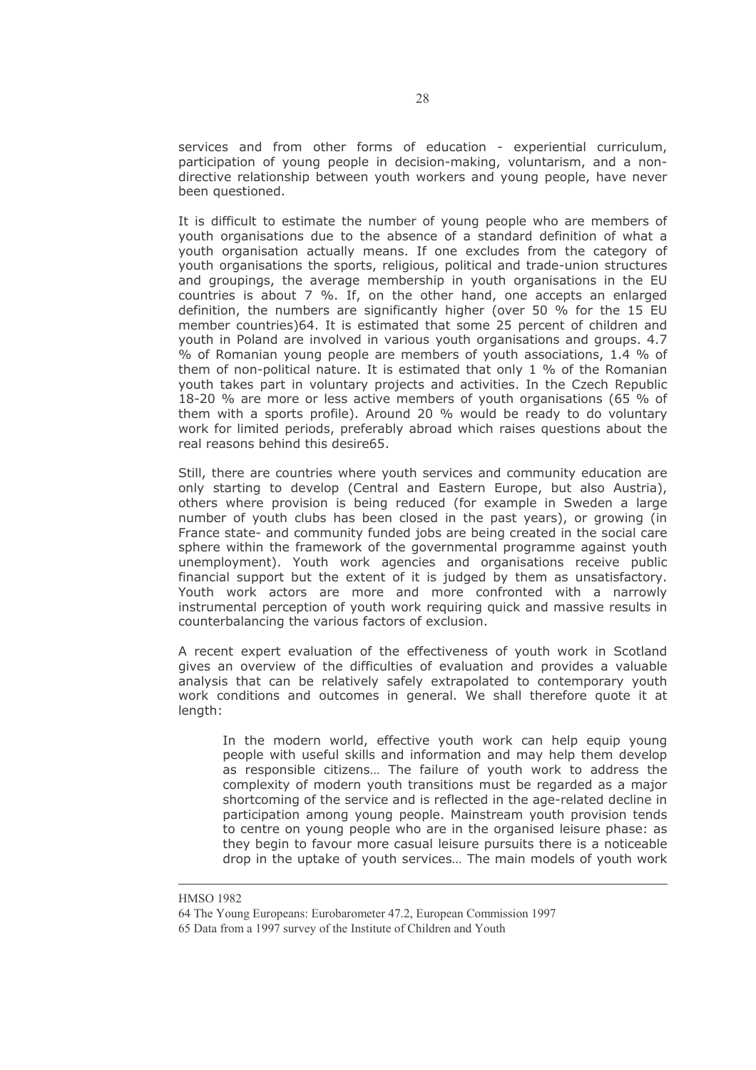services and from other forms of education - experiential curriculum, participation of young people in decision-making, voluntarism, and a non-directive relationship between youth workers and young people, have never been questioned.

It is difficult to estimate the number of young people who are members of youth organisations due to the absence of a standard definition of what a youth organisation actually means. If one excludes from the category of youth organisations the sports, religious, political and trade-union structures and groupings, the average membership in youth organisations in the EU countries is about 7 %. If, on the other hand, one accepts an enlarged definition, the numbers are significantly higher (over 50 % for the 15 EU member countries)[64]. It is estimated that some 25 percent of children and youth in Poland are involved in various youth organisations and groups. 4.7 % of Romanian young people are members of youth associations, 1.4 % of them of non-political nature. It is estimated that only 1 % of the Romanian youth takes part in voluntary projects and activities. In the Czech Republic 18-20 % are more or less active members of youth organisations (65 % of them with a sports profile). Around 20 % would be ready to do voluntary work for limited periods, preferably abroad which raises questions about the real reasons behind this desire[65].

Still, there are countries where youth services and community education are only starting to develop (Central and Eastern Europe, but also Austria), others where provision is being reduced (for example in Sweden a large number of youth clubs has been closed in the past years), or growing (in France state- and community funded jobs are being created in the social care sphere within the framework of the governmental programme against youth unemployment). Youth work agencies and organisations receive public financial support but the extent of it is judged by them as unsatisfactory. Youth work actors are more and more confronted with a narrowly instrumental perception of youth work requiring quick and massive results in counterbalancing the various factors of exclusion.

A recent expert evaluation of the effectiveness of youth work in Scotland gives an overview of the difficulties of evaluation and provides a valuable analysis that can be relatively safely extrapolated to contemporary youth work conditions and outcomes in general. We shall therefore quote it at length:

> In the modern world, effective youth work can help equip young people with useful skills and information and may help them develop as responsible citizens… The failure of youth work to address the complexity of modern youth transitions must be regarded as a major shortcoming of the service and is reflected in the age-related decline in participation among young people. Mainstream youth provision tends to centre on young people who are in the organised leisure phase: as they begin to favour more casual leisure pursuits there is a noticeable drop in the uptake of youth services… The main models of youth work

---

HMSO 1982

64 The Young Europeans: Eurobarometer 47.2, European Commission 1997

65 Data from a 1997 survey of the Institute of Children and Youth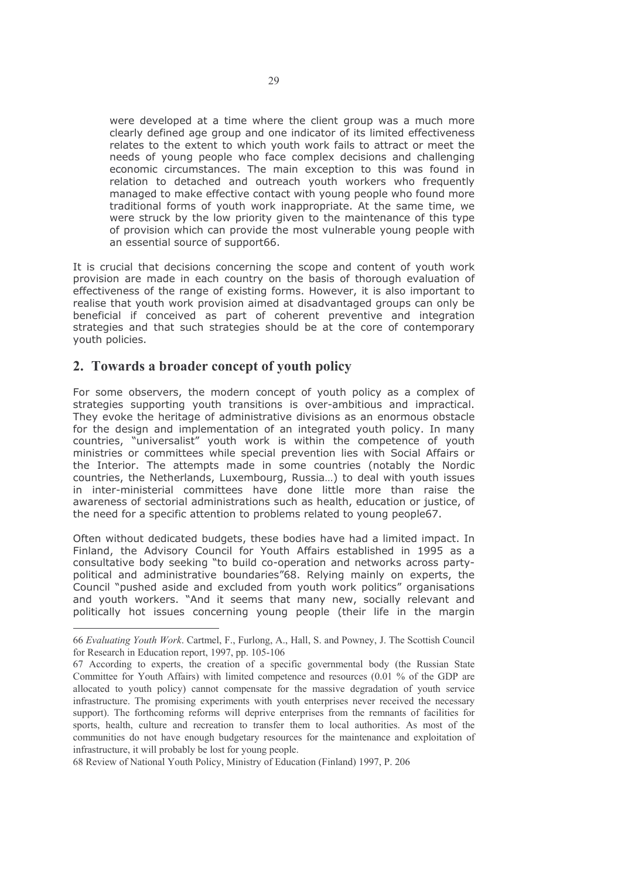> were developed at a time where the client group was a much more clearly defined age group and one indicator of its limited effectiveness relates to the extent to which youth work fails to attract or meet the needs of young people who face complex decisions and challenging economic circumstances. The main exception to this was found in relation to detached and outreach youth workers who frequently managed to make effective contact with young people who found more traditional forms of youth work inappropriate. At the same time, we were struck by the low priority given to the maintenance of this type of provision which can provide the most vulnerable young people with an essential source of support[66].

It is crucial that decisions concerning the scope and content of youth work provision are made in each country on the basis of thorough evaluation of effectiveness of the range of existing forms. However, it is also important to realise that youth work provision aimed at disadvantaged groups can only be beneficial if conceived as part of coherent preventive and integration strategies and that such strategies should be at the core of contemporary youth policies.

## 2. Towards a broader concept of youth policy

For some observers, the modern concept of youth policy as a complex of strategies supporting youth transitions is over-ambitious and impractical. They evoke the heritage of administrative divisions as an enormous obstacle for the design and implementation of an integrated youth policy. In many countries, "universalist" youth work is within the competence of youth ministries or committees while special prevention lies with Social Affairs or the Interior. The attempts made in some countries (notably the Nordic countries, the Netherlands, Luxembourg, Russia…) to deal with youth issues in inter-ministerial committees have done little more than raise the awareness of sectorial administrations such as health, education or justice, of the need for a specific attention to problems related to young people[67].

Often without dedicated budgets, these bodies have had a limited impact. In Finland, the Advisory Council for Youth Affairs established in 1995 as a consultative body seeking "to build co-operation and networks across party-political and administrative boundaries"[68]. Relying mainly on experts, the Council "pushed aside and excluded from youth work politics" organisations and youth workers. "And it seems that many new, socially relevant and politically hot issues concerning young people (their life in the margin

---

66 *Evaluating Youth Work*. Cartmel, F., Furlong, A., Hall, S. and Powney, J. The Scottish Council for Research in Education report, 1997, pp. 105-106

67 According to experts, the creation of a specific governmental body (the Russian State Committee for Youth Affairs) with limited competence and resources (0.01 % of the GDP are allocated to youth policy) cannot compensate for the massive degradation of youth service infrastructure. The promising experiments with youth enterprises never received the necessary support). The forthcoming reforms will deprive enterprises from the remnants of facilities for sports, health, culture and recreation to transfer them to local authorities. As most of the communities do not have enough budgetary resources for the maintenance and exploitation of infrastructure, it will probably be lost for young people.

68 Review of National Youth Policy, Ministry of Education (Finland) 1997, P. 206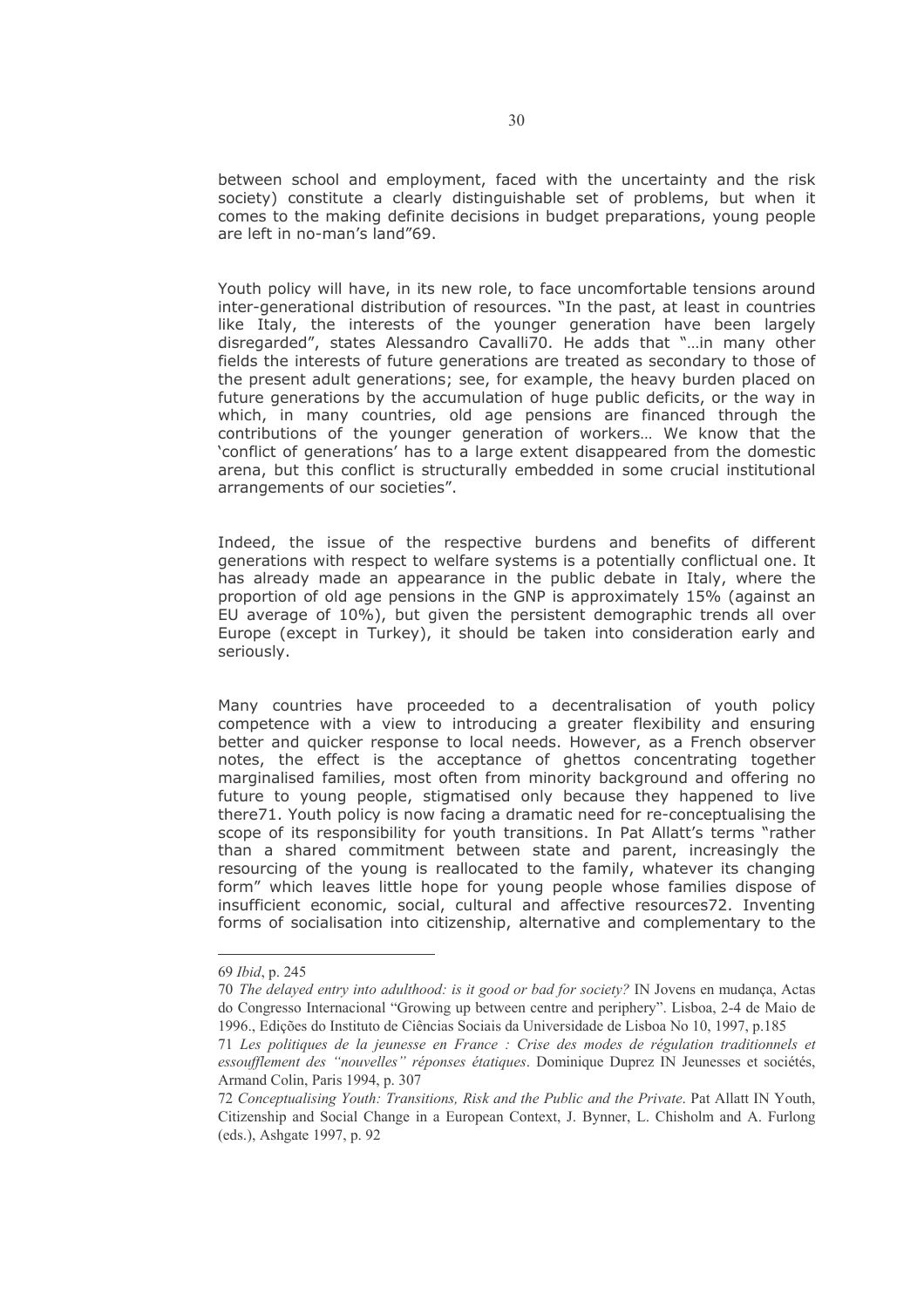between school and employment, faced with the uncertainty and the risk society) constitute a clearly distinguishable set of problems, but when it comes to the making definite decisions in budget preparations, young people are left in no-man's land"[69].

Youth policy will have, in its new role, to face uncomfortable tensions around inter-generational distribution of resources. "In the past, at least in countries like Italy, the interests of the younger generation have been largely disregarded", states Alessandro Cavalli[70]. He adds that "…in many other fields the interests of future generations are treated as secondary to those of the present adult generations; see, for example, the heavy burden placed on future generations by the accumulation of huge public deficits, or the way in which, in many countries, old age pensions are financed through the contributions of the younger generation of workers… We know that the 'conflict of generations' has to a large extent disappeared from the domestic arena, but this conflict is structurally embedded in some crucial institutional arrangements of our societies".

Indeed, the issue of the respective burdens and benefits of different generations with respect to welfare systems is a potentially conflictual one. It has already made an appearance in the public debate in Italy, where the proportion of old age pensions in the GNP is approximately 15% (against an EU average of 10%), but given the persistent demographic trends all over Europe (except in Turkey), it should be taken into consideration early and seriously.

Many countries have proceeded to a decentralisation of youth policy competence with a view to introducing a greater flexibility and ensuring better and quicker response to local needs. However, as a French observer notes, the effect is the acceptance of ghettos concentrating together marginalised families, most often from minority background and offering no future to young people, stigmatised only because they happened to live there[71]. Youth policy is now facing a dramatic need for re-conceptualising the scope of its responsibility for youth transitions. In Pat Allatt's terms "rather than a shared commitment between state and parent, increasingly the resourcing of the young is reallocated to the family, whatever its changing form" which leaves little hope for young people whose families dispose of insufficient economic, social, cultural and affective resources[72]. Inventing forms of socialisation into citizenship, alternative and complementary to the

---

69 *Ibid*, p. 245

70 *The delayed entry into adulthood: is it good or bad for society?* IN Jovens en mudança, Actas do Congresso Internacional "Growing up between centre and periphery". Lisboa, 2-4 de Maio de 1996., Edições do Instituto de Ciências Sociais da Universidade de Lisboa No 10, 1997, p.185

71 *Les politiques de la jeunesse en France : Crise des modes de régulation traditionnels et essoufflement des "nouvelles" réponses étatiques*. Dominique Duprez IN Jeunesses et sociétés, Armand Colin, Paris 1994, p. 307

72 *Conceptualising Youth: Transitions, Risk and the Public and the Private*. Pat Allatt IN Youth, Citizenship and Social Change in a European Context, J. Bynner, L. Chisholm and A. Furlong (eds.), Ashgate 1997, p. 92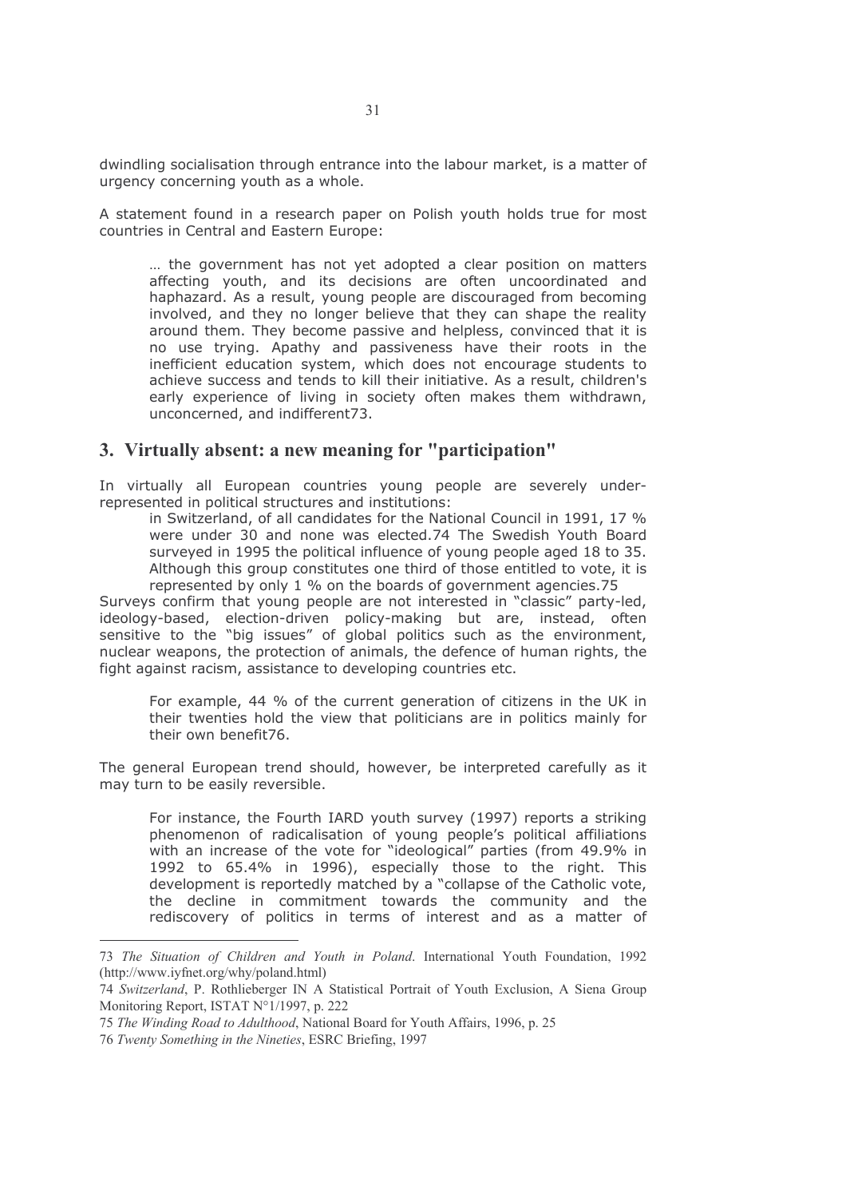dwindling socialisation through entrance into the labour market, is a matter of urgency concerning youth as a whole.

A statement found in a research paper on Polish youth holds true for most countries in Central and Eastern Europe:

> … the government has not yet adopted a clear position on matters affecting youth, and its decisions are often uncoordinated and haphazard. As a result, young people are discouraged from becoming involved, and they no longer believe that they can shape the reality around them. They become passive and helpless, convinced that it is no use trying. Apathy and passiveness have their roots in the inefficient education system, which does not encourage students to achieve success and tends to kill their initiative. As a result, children's early experience of living in society often makes them withdrawn, unconcerned, and indifferent[73].

## 3. Virtually absent: a new meaning for "participation"

In virtually all European countries young people are severely under-represented in political structures and institutions:

> in Switzerland, of all candidates for the National Council in 1991, 17 % were under 30 and none was elected.[74] The Swedish Youth Board surveyed in 1995 the political influence of young people aged 18 to 35. Although this group constitutes one third of those entitled to vote, it is represented by only 1 % on the boards of government agencies.[75]

Surveys confirm that young people are not interested in "classic" party-led, ideology-based, election-driven policy-making but are, instead, often sensitive to the "big issues" of global politics such as the environment, nuclear weapons, the protection of animals, the defence of human rights, the fight against racism, assistance to developing countries etc.

> For example, 44 % of the current generation of citizens in the UK in their twenties hold the view that politicians are in politics mainly for their own benefit[76].

The general European trend should, however, be interpreted carefully as it may turn to be easily reversible.

> For instance, the Fourth IARD youth survey (1997) reports a striking phenomenon of radicalisation of young people's political affiliations with an increase of the vote for "ideological" parties (from 49.9% in 1992 to 65.4% in 1996), especially those to the right. This development is reportedly matched by a "collapse of the Catholic vote, the decline in commitment towards the community and the rediscovery of politics in terms of interest and as a matter of

---

73 *The Situation of Children and Youth in Poland*. International Youth Foundation, 1992 (http://www.iyfnet.org/why/poland.html)

74 *Switzerland*, P. Rothlieberger IN A Statistical Portrait of Youth Exclusion, A Siena Group Monitoring Report, ISTAT N°1/1997, p. 222

75 *The Winding Road to Adulthood*, National Board for Youth Affairs, 1996, p. 25

76 *Twenty Something in the Nineties*, ESRC Briefing, 1997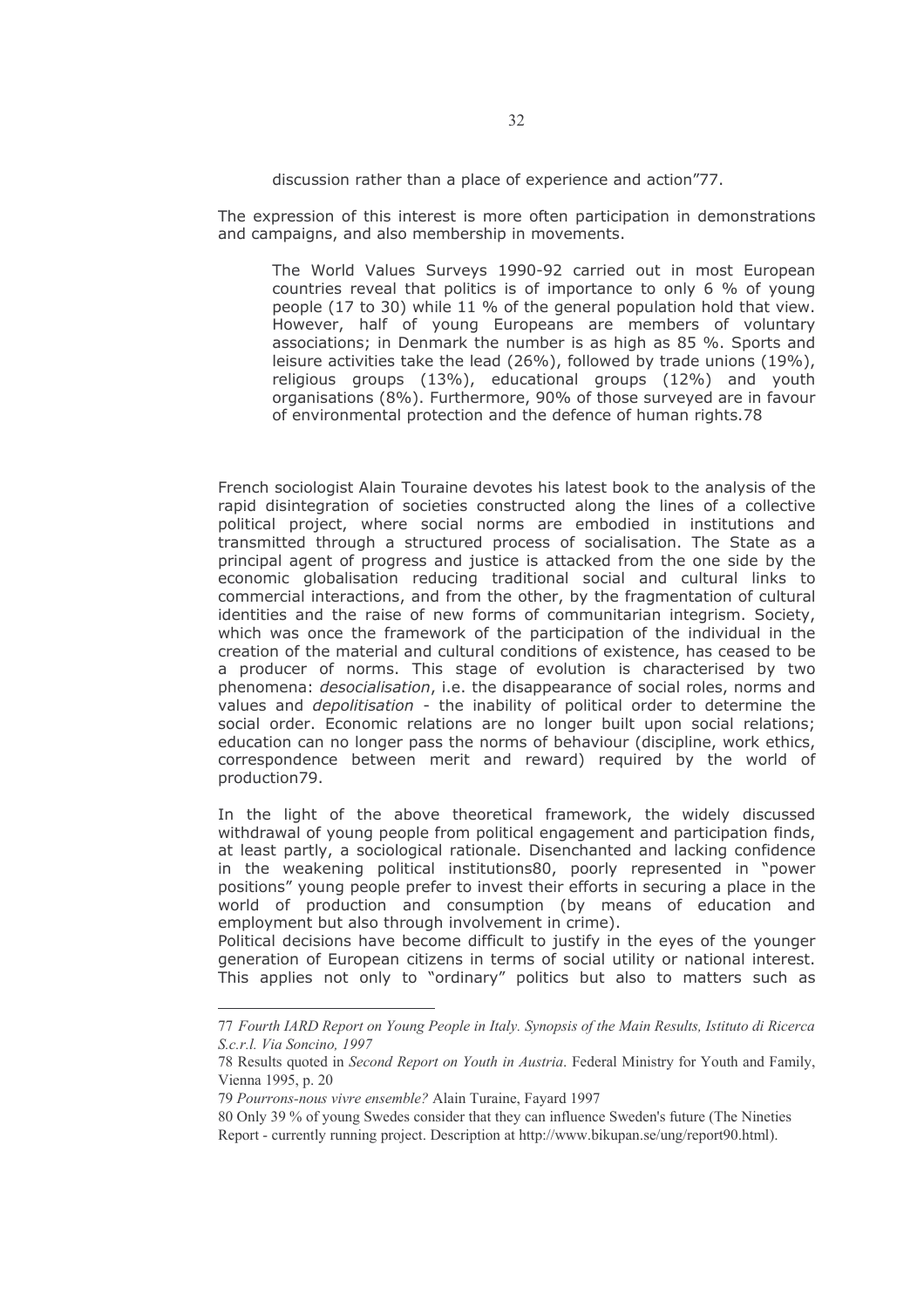> discussion rather than a place of experience and action"77.

The expression of this interest is more often participation in demonstrations and campaigns, and also membership in movements.

> The World Values Surveys 1990-92 carried out in most European countries reveal that politics is of importance to only 6 % of young people (17 to 30) while 11 % of the general population hold that view. However, half of young Europeans are members of voluntary associations; in Denmark the number is as high as 85 %. Sports and leisure activities take the lead (26%), followed by trade unions (19%), religious groups (13%), educational groups (12%) and youth organisations (8%). Furthermore, 90% of those surveyed are in favour of environmental protection and the defence of human rights.78

French sociologist Alain Touraine devotes his latest book to the analysis of the rapid disintegration of societies constructed along the lines of a collective political project, where social norms are embodied in institutions and transmitted through a structured process of socialisation. The State as a principal agent of progress and justice is attacked from the one side by the economic globalisation reducing traditional social and cultural links to commercial interactions, and from the other, by the fragmentation of cultural identities and the raise of new forms of communitarian integrism. Society, which was once the framework of the participation of the individual in the creation of the material and cultural conditions of existence, has ceased to be a producer of norms. This stage of evolution is characterised by two phenomena: *desocialisation*, i.e. the disappearance of social roles, norms and values and *depolitisation* - the inability of political order to determine the social order. Economic relations are no longer built upon social relations; education can no longer pass the norms of behaviour (discipline, work ethics, correspondence between merit and reward) required by the world of production79.

In the light of the above theoretical framework, the widely discussed withdrawal of young people from political engagement and participation finds, at least partly, a sociological rationale. Disenchanted and lacking confidence in the weakening political institutions80, poorly represented in "power positions" young people prefer to invest their efforts in securing a place in the world of production and consumption (by means of education and employment but also through involvement in crime).
Political decisions have become difficult to justify in the eyes of the younger generation of European citizens in terms of social utility or national interest. This applies not only to "ordinary" politics but also to matters such as

---

77 *Fourth IARD Report on Young People in Italy. Synopsis of the Main Results, Istituto di Ricerca S.c.r.l. Via Soncino, 1997*

78 Results quoted in *Second Report on Youth in Austria*. Federal Ministry for Youth and Family, Vienna 1995, p. 20

79 *Pourrons-nous vivre ensemble?* Alain Turaine, Fayard 1997

80 Only 39 % of young Swedes consider that they can influence Sweden's future (The Nineties Report - currently running project. Description at http://www.bikupan.se/ung/report90.html).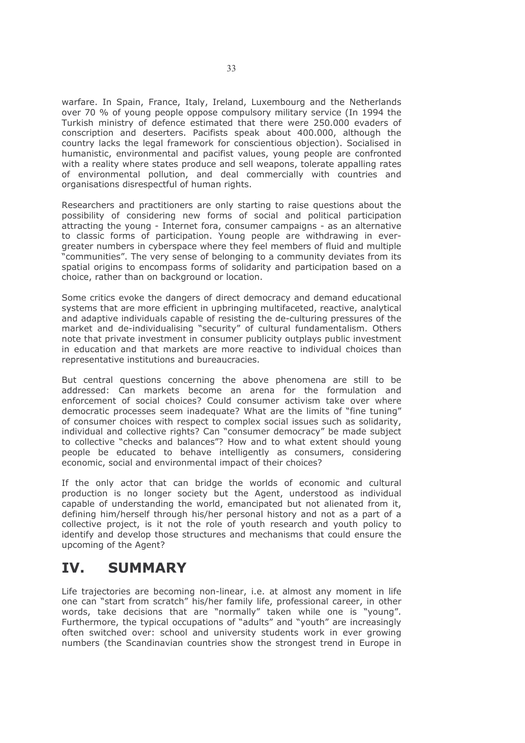warfare. In Spain, France, Italy, Ireland, Luxembourg and the Netherlands over 70 % of young people oppose compulsory military service (In 1994 the Turkish ministry of defence estimated that there were 250.000 evaders of conscription and deserters. Pacifists speak about 400.000, although the country lacks the legal framework for conscientious objection). Socialised in humanistic, environmental and pacifist values, young people are confronted with a reality where states produce and sell weapons, tolerate appalling rates of environmental pollution, and deal commercially with countries and organisations disrespectful of human rights.

Researchers and practitioners are only starting to raise questions about the possibility of considering new forms of social and political participation attracting the young - Internet fora, consumer campaigns - as an alternative to classic forms of participation. Young people are withdrawing in ever-greater numbers in cyberspace where they feel members of fluid and multiple "communities". The very sense of belonging to a community deviates from its spatial origins to encompass forms of solidarity and participation based on a choice, rather than on background or location.

Some critics evoke the dangers of direct democracy and demand educational systems that are more efficient in upbringing multifaceted, reactive, analytical and adaptive individuals capable of resisting the de-culturing pressures of the market and de-individualising "security" of cultural fundamentalism. Others note that private investment in consumer publicity outplays public investment in education and that markets are more reactive to individual choices than representative institutions and bureaucracies.

But central questions concerning the above phenomena are still to be addressed: Can markets become an arena for the formulation and enforcement of social choices? Could consumer activism take over where democratic processes seem inadequate? What are the limits of "fine tuning" of consumer choices with respect to complex social issues such as solidarity, individual and collective rights? Can "consumer democracy" be made subject to collective "checks and balances"? How and to what extent should young people be educated to behave intelligently as consumers, considering economic, social and environmental impact of their choices?

If the only actor that can bridge the worlds of economic and cultural production is no longer society but the Agent, understood as individual capable of understanding the world, emancipated but not alienated from it, defining him/herself through his/her personal history and not as a part of a collective project, is it not the role of youth research and youth policy to identify and develop those structures and mechanisms that could ensure the upcoming of the Agent?

# IV. SUMMARY

Life trajectories are becoming non-linear, i.e. at almost any moment in life one can "start from scratch" his/her family life, professional career, in other words, take decisions that are "normally" taken while one is "young". Furthermore, the typical occupations of "adults" and "youth" are increasingly often switched over: school and university students work in ever growing numbers (the Scandinavian countries show the strongest trend in Europe in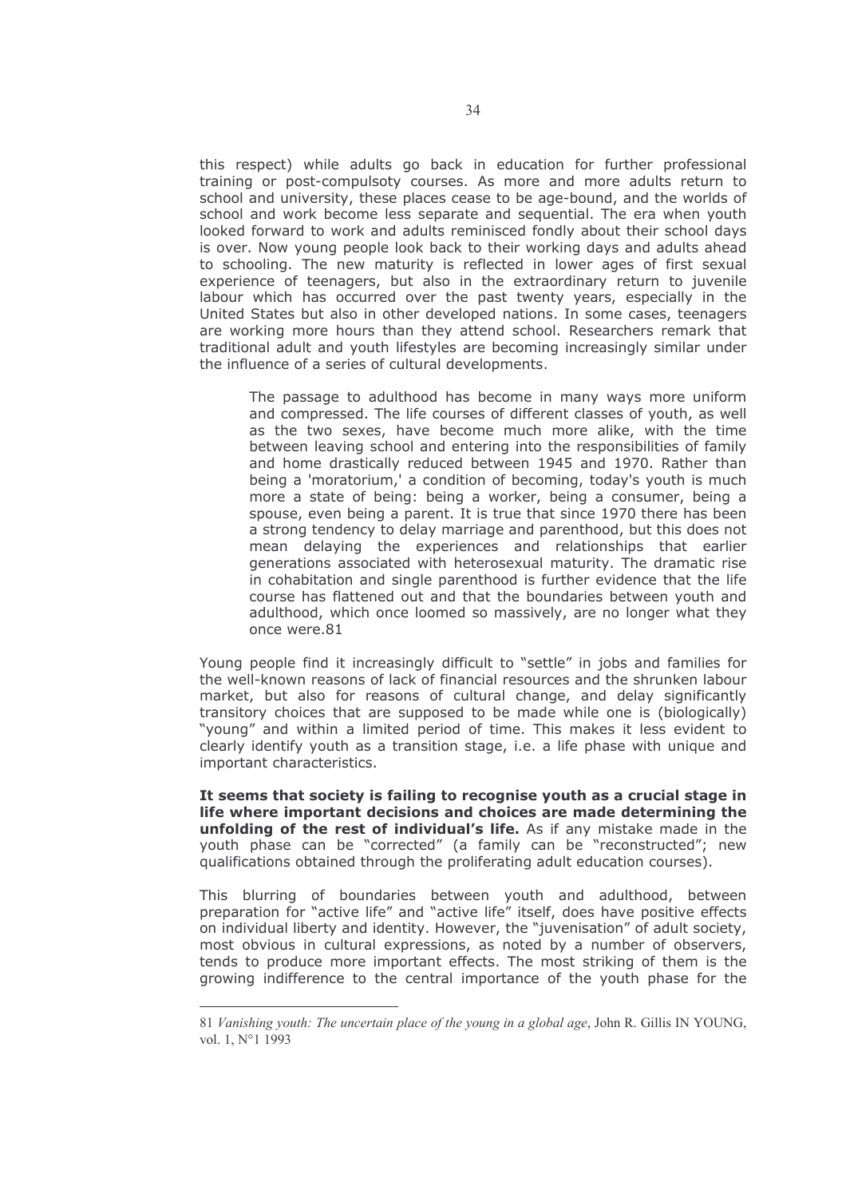this respect) while adults go back in education for further professional training or post-compulsoty courses. As more and more adults return to school and university, these places cease to be age-bound, and the worlds of school and work become less separate and sequential. The era when youth looked forward to work and adults reminisced fondly about their school days is over. Now young people look back to their working days and adults ahead to schooling. The new maturity is reflected in lower ages of first sexual experience of teenagers, but also in the extraordinary return to juvenile labour which has occurred over the past twenty years, especially in the United States but also in other developed nations. In some cases, teenagers are working more hours than they attend school. Researchers remark that traditional adult and youth lifestyles are becoming increasingly similar under the influence of a series of cultural developments.

> The passage to adulthood has become in many ways more uniform and compressed. The life courses of different classes of youth, as well as the two sexes, have become much more alike, with the time between leaving school and entering into the responsibilities of family and home drastically reduced between 1945 and 1970. Rather than being a 'moratorium,' a condition of becoming, today's youth is much more a state of being: being a worker, being a consumer, being a spouse, even being a parent. It is true that since 1970 there has been a strong tendency to delay marriage and parenthood, but this does not mean delaying the experiences and relationships that earlier generations associated with heterosexual maturity. The dramatic rise in cohabitation and single parenthood is further evidence that the life course has flattened out and that the boundaries between youth and adulthood, which once loomed so massively, are no longer what they once were.81

Young people find it increasingly difficult to "settle" in jobs and families for the well-known reasons of lack of financial resources and the shrunken labour market, but also for reasons of cultural change, and delay significantly transitory choices that are supposed to be made while one is (biologically) "young" and within a limited period of time. This makes it less evident to clearly identify youth as a transition stage, i.e. a life phase with unique and important characteristics.

**It seems that society is failing to recognise youth as a crucial stage in life where important decisions and choices are made determining the unfolding of the rest of individual's life.** As if any mistake made in the youth phase can be "corrected" (a family can be "reconstructed"; new qualifications obtained through the proliferating adult education courses).

This blurring of boundaries between youth and adulthood, between preparation for "active life" and "active life" itself, does have positive effects on individual liberty and identity. However, the "juvenisation" of adult society, most obvious in cultural expressions, as noted by a number of observers, tends to produce more important effects. The most striking of them is the growing indifference to the central importance of the youth phase for the

---

81 *Vanishing youth: The uncertain place of the young in a global age*, John R. Gillis IN YOUNG, vol. 1, N°1 1993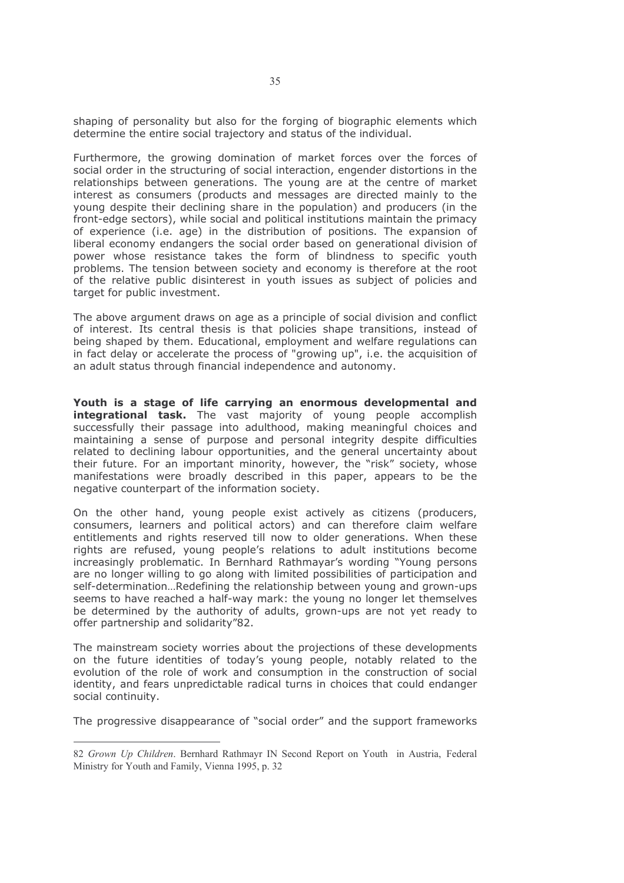shaping of personality but also for the forging of biographic elements which determine the entire social trajectory and status of the individual.

Furthermore, the growing domination of market forces over the forces of social order in the structuring of social interaction, engender distortions in the relationships between generations. The young are at the centre of market interest as consumers (products and messages are directed mainly to the young despite their declining share in the population) and producers (in the front-edge sectors), while social and political institutions maintain the primacy of experience (i.e. age) in the distribution of positions. The expansion of liberal economy endangers the social order based on generational division of power whose resistance takes the form of blindness to specific youth problems. The tension between society and economy is therefore at the root of the relative public disinterest in youth issues as subject of policies and target for public investment.

The above argument draws on age as a principle of social division and conflict of interest. Its central thesis is that policies shape transitions, instead of being shaped by them. Educational, employment and welfare regulations can in fact delay or accelerate the process of "growing up", i.e. the acquisition of an adult status through financial independence and autonomy.

**Youth is a stage of life carrying an enormous developmental and integrational task.** The vast majority of young people accomplish successfully their passage into adulthood, making meaningful choices and maintaining a sense of purpose and personal integrity despite difficulties related to declining labour opportunities, and the general uncertainty about their future. For an important minority, however, the "risk" society, whose manifestations were broadly described in this paper, appears to be the negative counterpart of the information society.

On the other hand, young people exist actively as citizens (producers, consumers, learners and political actors) and can therefore claim welfare entitlements and rights reserved till now to older generations. When these rights are refused, young people's relations to adult institutions become increasingly problematic. In Bernhard Rathmayar's wording "Young persons are no longer willing to go along with limited possibilities of participation and self-determination…Redefining the relationship between young and grown-ups seems to have reached a half-way mark: the young no longer let themselves be determined by the authority of adults, grown-ups are not yet ready to offer partnership and solidarity"[82].

The mainstream society worries about the projections of these developments on the future identities of today's young people, notably related to the evolution of the role of work and consumption in the construction of social identity, and fears unpredictable radical turns in choices that could endanger social continuity.

The progressive disappearance of "social order" and the support frameworks

---

82 *Grown Up Children*. Bernhard Rathmayr IN Second Report on Youth in Austria, Federal Ministry for Youth and Family, Vienna 1995, p. 32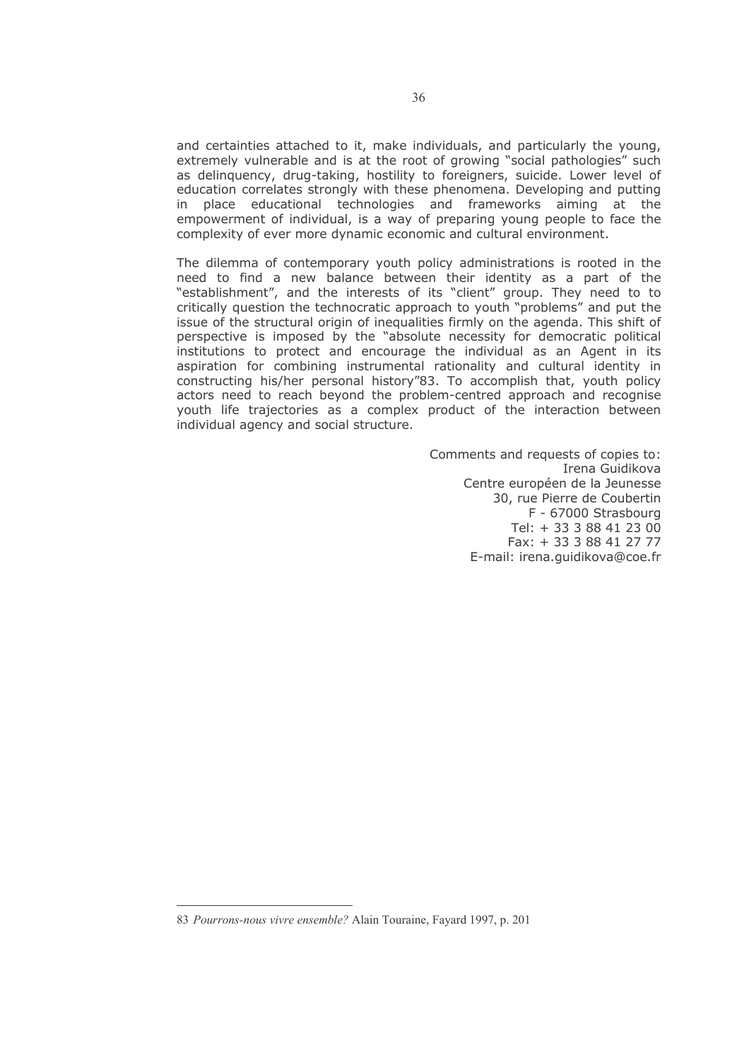and certainties attached to it, make individuals, and particularly the young, extremely vulnerable and is at the root of growing "social pathologies" such as delinquency, drug-taking, hostility to foreigners, suicide. Lower level of education correlates strongly with these phenomena. Developing and putting in place educational technologies and frameworks aiming at the empowerment of individual, is a way of preparing young people to face the complexity of ever more dynamic economic and cultural environment.

The dilemma of contemporary youth policy administrations is rooted in the need to find a new balance between their identity as a part of the "establishment", and the interests of its "client" group. They need to to critically question the technocratic approach to youth "problems" and put the issue of the structural origin of inequalities firmly on the agenda. This shift of perspective is imposed by the "absolute necessity for democratic political institutions to protect and encourage the individual as an Agent in its aspiration for combining instrumental rationality and cultural identity in constructing his/her personal history"[83]. To accomplish that, youth policy actors need to reach beyond the problem-centred approach and recognise youth life trajectories as a complex product of the interaction between individual agency and social structure.

Comments and requests of copies to:
Irena Guidikova
Centre européen de la Jeunesse
30, rue Pierre de Coubertin
F - 67000 Strasbourg
Tel: + 33 3 88 41 23 00
Fax: + 33 3 88 41 27 77
E-mail: irena.guidikova@coe.fr

---

83 *Pourrons-nous vivre ensemble?* Alain Touraine, Fayard 1997, p. 201